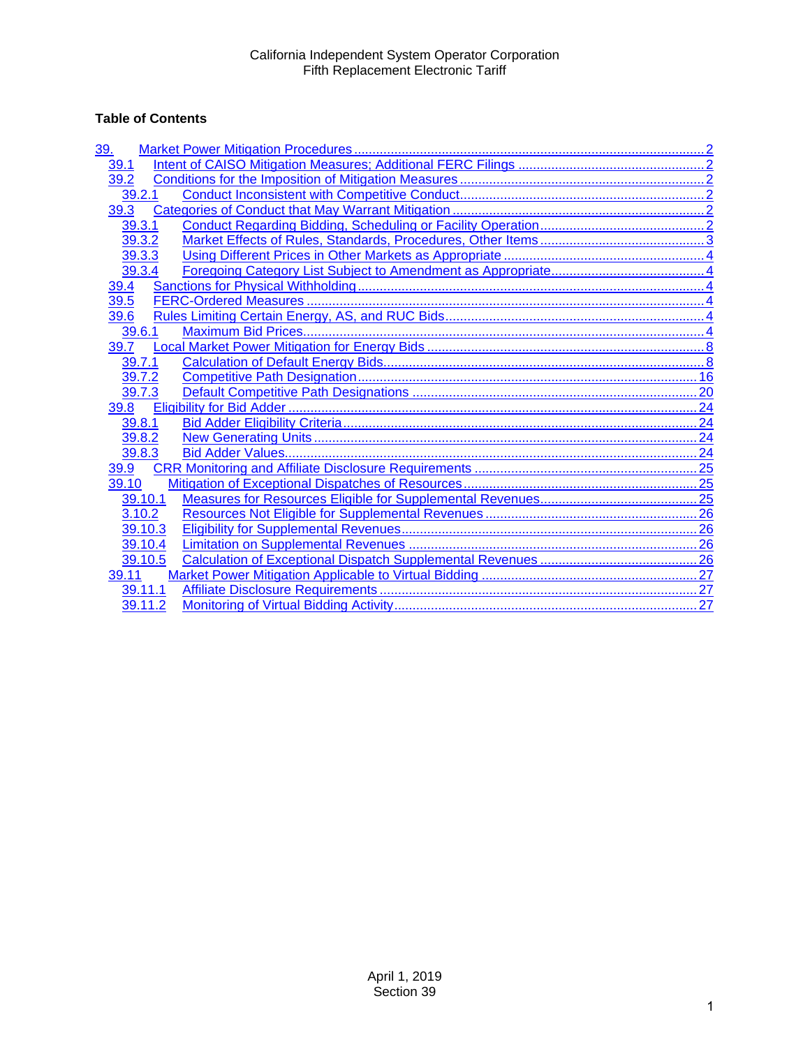California Independent System Operator Corporation
Fifth Replacement Electronic Tariff

**Table of Contents**

39. Market Power Mitigation Procedures ........................................ 2
- 39.1 Intent of CAISO Mitigation Measures; Additional FERC Filings ........................................ 2
- 39.2 Conditions for the Imposition of Mitigation Measures ........................................ 2
  - 39.2.1 Conduct Inconsistent with Competitive Conduct ........................................ 2
- 39.3 Categories of Conduct that May Warrant Mitigation ........................................ 2
  - 39.3.1 Conduct Regarding Bidding, Scheduling or Facility Operation ........................................ 2
  - 39.3.2 Market Effects of Rules, Standards, Procedures, Other Items ........................................ 3
  - 39.3.3 Using Different Prices in Other Markets as Appropriate ........................................ 4
  - 39.3.4 Foregoing Category List Subject to Amendment as Appropriate ........................................ 4
- 39.4 Sanctions for Physical Withholding ........................................ 4
- 39.5 FERC-Ordered Measures ........................................ 4
- 39.6 Rules Limiting Certain Energy, AS, and RUC Bids ........................................ 4
  - 39.6.1 Maximum Bid Prices ........................................ 4
- 39.7 Local Market Power Mitigation for Energy Bids ........................................ 8
  - 39.7.1 Calculation of Default Energy Bids ........................................ 8
  - 39.7.2 Competitive Path Designation ........................................ 16
  - 39.7.3 Default Competitive Path Designations ........................................ 20
- 39.8 Eligibility for Bid Adder ........................................ 24
  - 39.8.1 Bid Adder Eligibility Criteria ........................................ 24
  - 39.8.2 New Generating Units ........................................ 24
  - 39.8.3 Bid Adder Values ........................................ 24
- 39.9 CRR Monitoring and Affiliate Disclosure Requirements ........................................ 25
- 39.10 Mitigation of Exceptional Dispatches of Resources ........................................ 25
  - 39.10.1 Measures for Resources Eligible for Supplemental Revenues ........................................ 25
  - 3.10.2 Resources Not Eligible for Supplemental Revenues ........................................ 26
  - 39.10.3 Eligibility for Supplemental Revenues ........................................ 26
  - 39.10.4 Limitation on Supplemental Revenues ........................................ 26
  - 39.10.5 Calculation of Exceptional Dispatch Supplemental Revenues ........................................ 26
- 39.11 Market Power Mitigation Applicable to Virtual Bidding ........................................ 27
  - 39.11.1 Affiliate Disclosure Requirements ........................................ 27
  - 39.11.2 Monitoring of Virtual Bidding Activity ........................................ 27

April 1, 2019
Section 39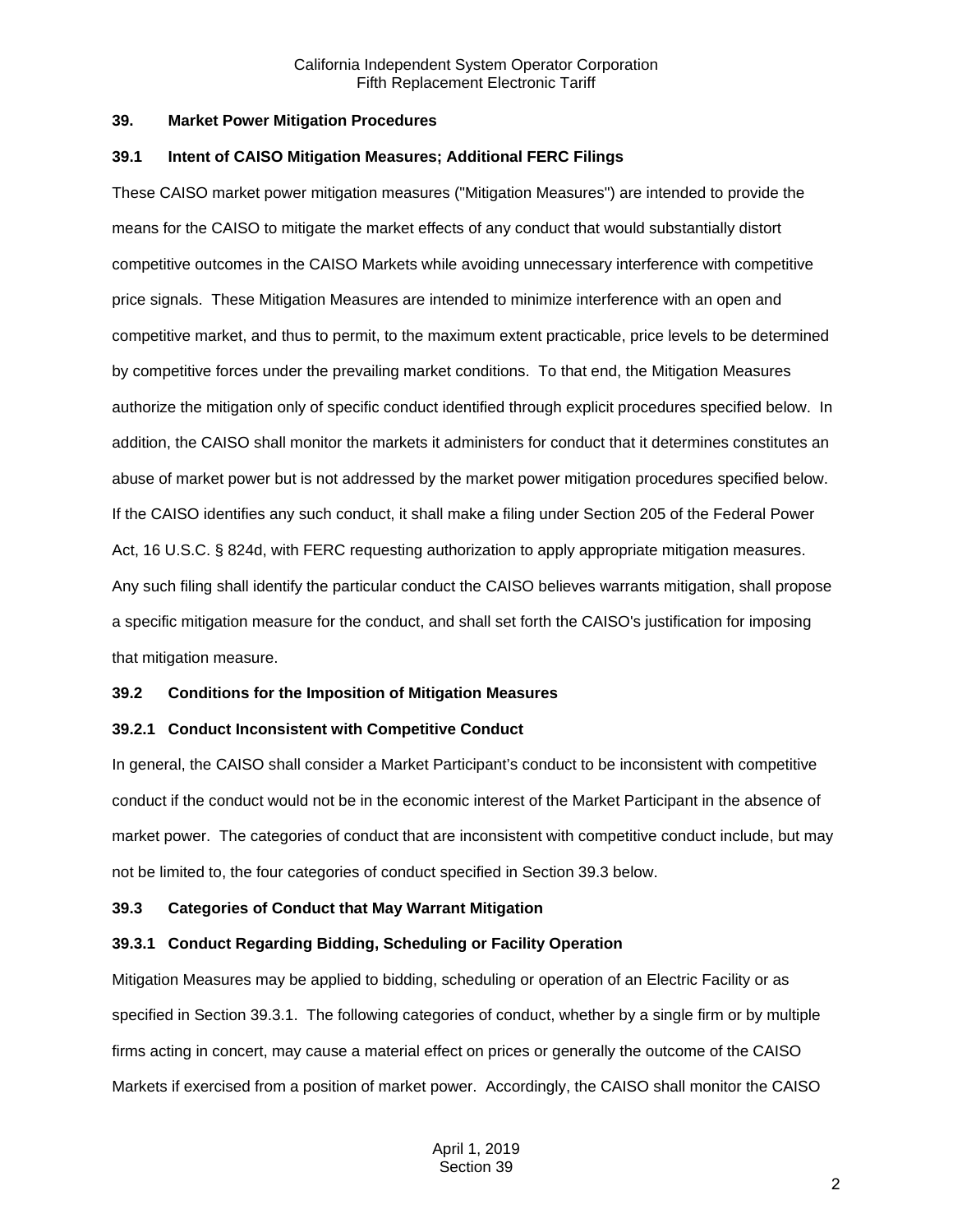## 39. Market Power Mitigation Procedures

### 39.1 Intent of CAISO Mitigation Measures; Additional FERC Filings

These CAISO market power mitigation measures ("Mitigation Measures") are intended to provide the means for the CAISO to mitigate the market effects of any conduct that would substantially distort competitive outcomes in the CAISO Markets while avoiding unnecessary interference with competitive price signals. These Mitigation Measures are intended to minimize interference with an open and competitive market, and thus to permit, to the maximum extent practicable, price levels to be determined by competitive forces under the prevailing market conditions. To that end, the Mitigation Measures authorize the mitigation only of specific conduct identified through explicit procedures specified below. In addition, the CAISO shall monitor the markets it administers for conduct that it determines constitutes an abuse of market power but is not addressed by the market power mitigation procedures specified below. If the CAISO identifies any such conduct, it shall make a filing under Section 205 of the Federal Power Act, 16 U.S.C. § 824d, with FERC requesting authorization to apply appropriate mitigation measures. Any such filing shall identify the particular conduct the CAISO believes warrants mitigation, shall propose a specific mitigation measure for the conduct, and shall set forth the CAISO's justification for imposing that mitigation measure.

### 39.2 Conditions for the Imposition of Mitigation Measures

#### 39.2.1 Conduct Inconsistent with Competitive Conduct

In general, the CAISO shall consider a Market Participant's conduct to be inconsistent with competitive conduct if the conduct would not be in the economic interest of the Market Participant in the absence of market power. The categories of conduct that are inconsistent with competitive conduct include, but may not be limited to, the four categories of conduct specified in Section 39.3 below.

### 39.3 Categories of Conduct that May Warrant Mitigation

#### 39.3.1 Conduct Regarding Bidding, Scheduling or Facility Operation

Mitigation Measures may be applied to bidding, scheduling or operation of an Electric Facility or as specified in Section 39.3.1. The following categories of conduct, whether by a single firm or by multiple firms acting in concert, may cause a material effect on prices or generally the outcome of the CAISO Markets if exercised from a position of market power. Accordingly, the CAISO shall monitor the CAISO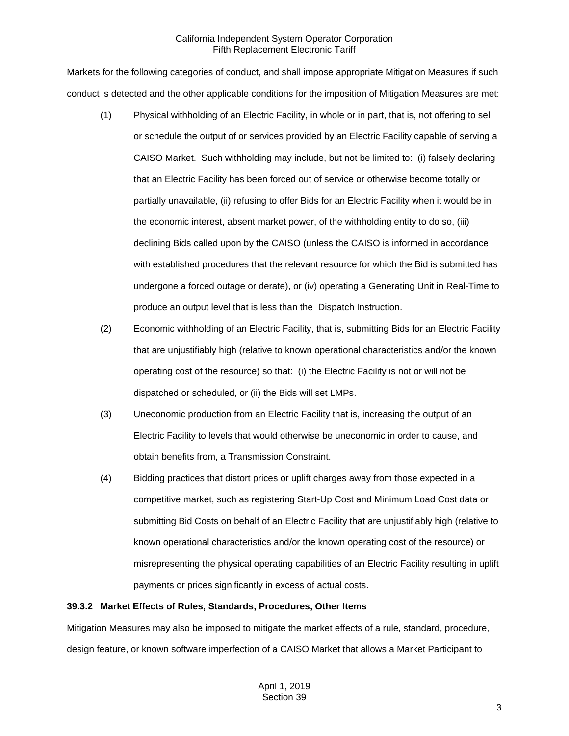Markets for the following categories of conduct, and shall impose appropriate Mitigation Measures if such conduct is detected and the other applicable conditions for the imposition of Mitigation Measures are met:

(1) Physical withholding of an Electric Facility, in whole or in part, that is, not offering to sell or schedule the output of or services provided by an Electric Facility capable of serving a CAISO Market. Such withholding may include, but not be limited to: (i) falsely declaring that an Electric Facility has been forced out of service or otherwise become totally or partially unavailable, (ii) refusing to offer Bids for an Electric Facility when it would be in the economic interest, absent market power, of the withholding entity to do so, (iii) declining Bids called upon by the CAISO (unless the CAISO is informed in accordance with established procedures that the relevant resource for which the Bid is submitted has undergone a forced outage or derate), or (iv) operating a Generating Unit in Real-Time to produce an output level that is less than the Dispatch Instruction.

(2) Economic withholding of an Electric Facility, that is, submitting Bids for an Electric Facility that are unjustifiably high (relative to known operational characteristics and/or the known operating cost of the resource) so that: (i) the Electric Facility is not or will not be dispatched or scheduled, or (ii) the Bids will set LMPs.

(3) Uneconomic production from an Electric Facility that is, increasing the output of an Electric Facility to levels that would otherwise be uneconomic in order to cause, and obtain benefits from, a Transmission Constraint.

(4) Bidding practices that distort prices or uplift charges away from those expected in a competitive market, such as registering Start-Up Cost and Minimum Load Cost data or submitting Bid Costs on behalf of an Electric Facility that are unjustifiably high (relative to known operational characteristics and/or the known operating cost of the resource) or misrepresenting the physical operating capabilities of an Electric Facility resulting in uplift payments or prices significantly in excess of actual costs.

**39.3.2 Market Effects of Rules, Standards, Procedures, Other Items**

Mitigation Measures may also be imposed to mitigate the market effects of a rule, standard, procedure, design feature, or known software imperfection of a CAISO Market that allows a Market Participant to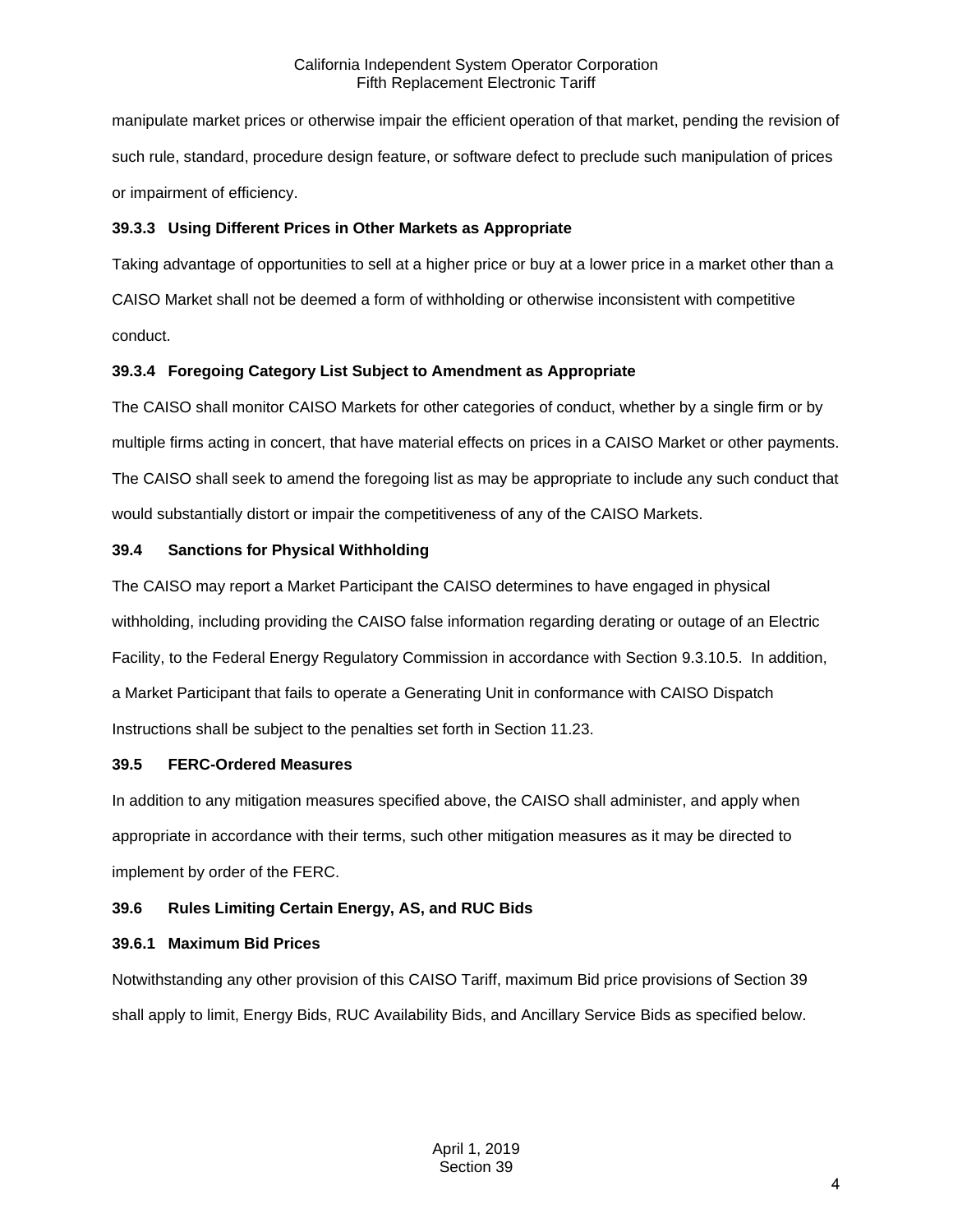manipulate market prices or otherwise impair the efficient operation of that market, pending the revision of such rule, standard, procedure design feature, or software defect to preclude such manipulation of prices or impairment of efficiency.

### 39.3.3 Using Different Prices in Other Markets as Appropriate

Taking advantage of opportunities to sell at a higher price or buy at a lower price in a market other than a CAISO Market shall not be deemed a form of withholding or otherwise inconsistent with competitive conduct.

### 39.3.4 Foregoing Category List Subject to Amendment as Appropriate

The CAISO shall monitor CAISO Markets for other categories of conduct, whether by a single firm or by multiple firms acting in concert, that have material effects on prices in a CAISO Market or other payments. The CAISO shall seek to amend the foregoing list as may be appropriate to include any such conduct that would substantially distort or impair the competitiveness of any of the CAISO Markets.

## 39.4 Sanctions for Physical Withholding

The CAISO may report a Market Participant the CAISO determines to have engaged in physical withholding, including providing the CAISO false information regarding derating or outage of an Electric Facility, to the Federal Energy Regulatory Commission in accordance with Section 9.3.10.5. In addition, a Market Participant that fails to operate a Generating Unit in conformance with CAISO Dispatch Instructions shall be subject to the penalties set forth in Section 11.23.

## 39.5 FERC-Ordered Measures

In addition to any mitigation measures specified above, the CAISO shall administer, and apply when appropriate in accordance with their terms, such other mitigation measures as it may be directed to implement by order of the FERC.

## 39.6 Rules Limiting Certain Energy, AS, and RUC Bids

### 39.6.1 Maximum Bid Prices

Notwithstanding any other provision of this CAISO Tariff, maximum Bid price provisions of Section 39 shall apply to limit, Energy Bids, RUC Availability Bids, and Ancillary Service Bids as specified below.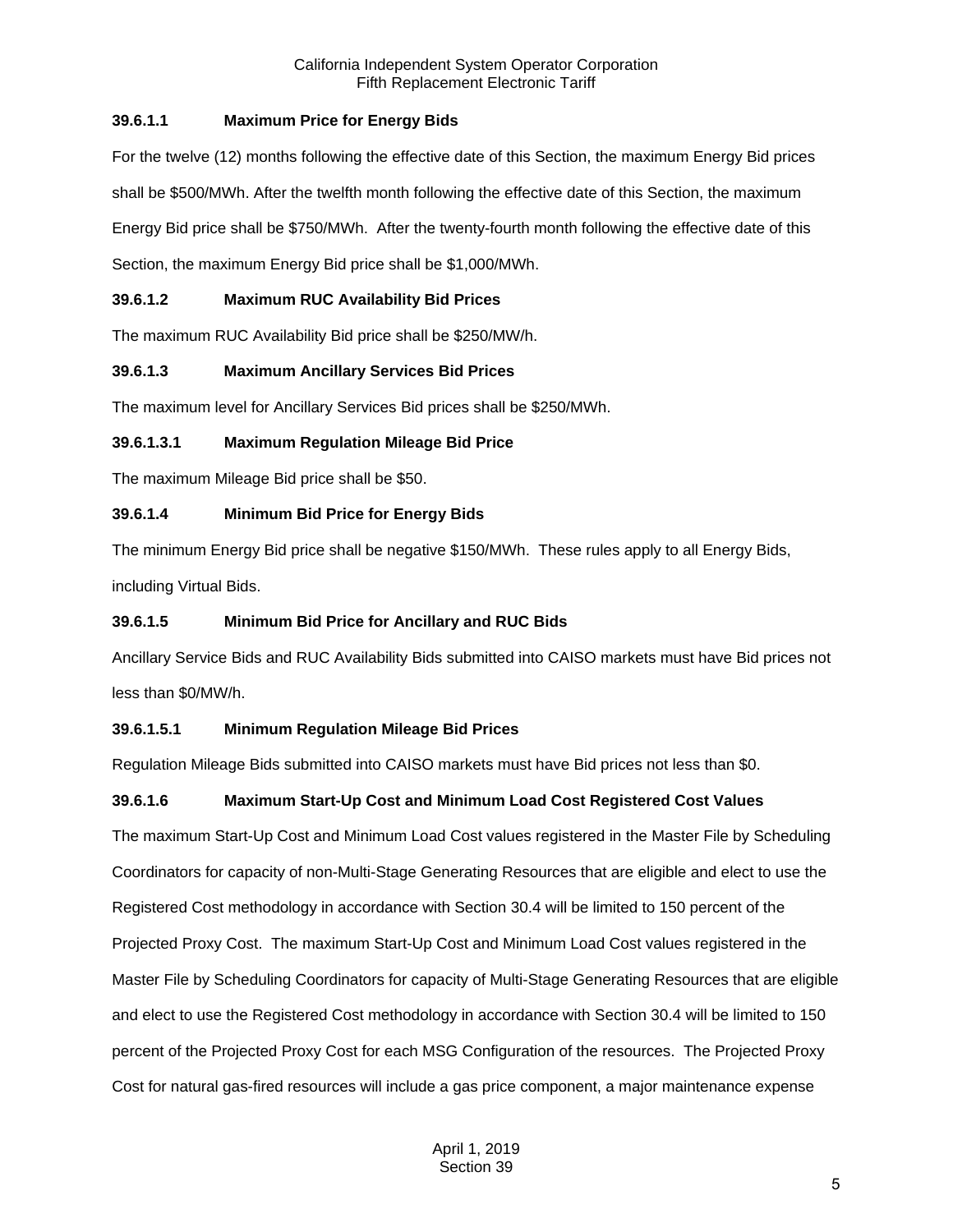### 39.6.1.1 Maximum Price for Energy Bids

For the twelve (12) months following the effective date of this Section, the maximum Energy Bid prices shall be $500/MWh. After the twelfth month following the effective date of this Section, the maximum Energy Bid price shall be $750/MWh. After the twenty-fourth month following the effective date of this Section, the maximum Energy Bid price shall be $1,000/MWh.

### 39.6.1.2 Maximum RUC Availability Bid Prices

The maximum RUC Availability Bid price shall be $250/MW/h.

### 39.6.1.3 Maximum Ancillary Services Bid Prices

The maximum level for Ancillary Services Bid prices shall be $250/MWh.

### 39.6.1.3.1 Maximum Regulation Mileage Bid Price

The maximum Mileage Bid price shall be $50.

### 39.6.1.4 Minimum Bid Price for Energy Bids

The minimum Energy Bid price shall be negative $150/MWh. These rules apply to all Energy Bids, including Virtual Bids.

### 39.6.1.5 Minimum Bid Price for Ancillary and RUC Bids

Ancillary Service Bids and RUC Availability Bids submitted into CAISO markets must have Bid prices not less than $0/MW/h.

### 39.6.1.5.1 Minimum Regulation Mileage Bid Prices

Regulation Mileage Bids submitted into CAISO markets must have Bid prices not less than $0.

### 39.6.1.6 Maximum Start-Up Cost and Minimum Load Cost Registered Cost Values

The maximum Start-Up Cost and Minimum Load Cost values registered in the Master File by Scheduling Coordinators for capacity of non-Multi-Stage Generating Resources that are eligible and elect to use the Registered Cost methodology in accordance with Section 30.4 will be limited to 150 percent of the Projected Proxy Cost. The maximum Start-Up Cost and Minimum Load Cost values registered in the Master File by Scheduling Coordinators for capacity of Multi-Stage Generating Resources that are eligible and elect to use the Registered Cost methodology in accordance with Section 30.4 will be limited to 150 percent of the Projected Proxy Cost for each MSG Configuration of the resources. The Projected Proxy Cost for natural gas-fired resources will include a gas price component, a major maintenance expense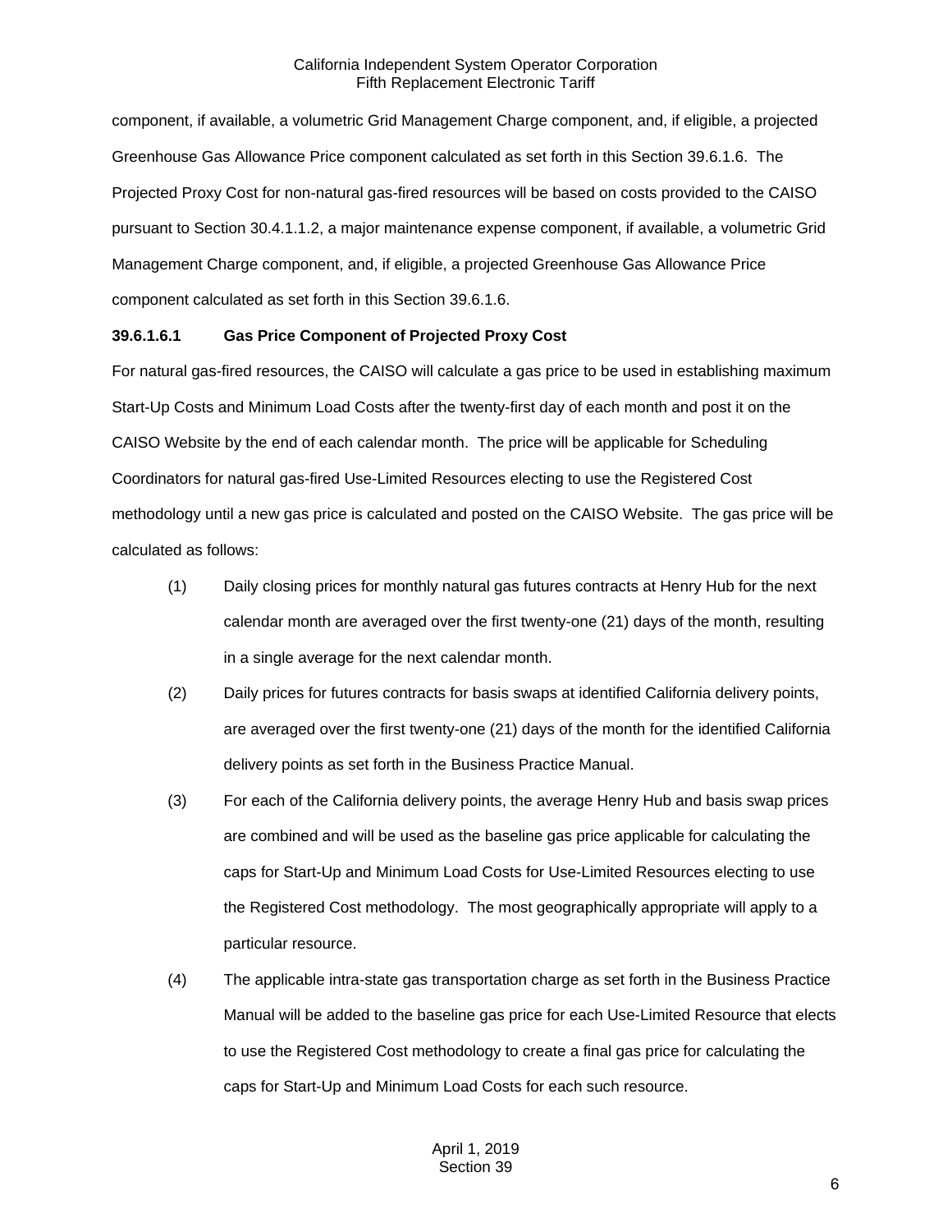component, if available, a volumetric Grid Management Charge component, and, if eligible, a projected Greenhouse Gas Allowance Price component calculated as set forth in this Section 39.6.1.6. The Projected Proxy Cost for non-natural gas-fired resources will be based on costs provided to the CAISO pursuant to Section 30.4.1.1.2, a major maintenance expense component, if available, a volumetric Grid Management Charge component, and, if eligible, a projected Greenhouse Gas Allowance Price component calculated as set forth in this Section 39.6.1.6.

**39.6.1.6.1 Gas Price Component of Projected Proxy Cost**

For natural gas-fired resources, the CAISO will calculate a gas price to be used in establishing maximum Start-Up Costs and Minimum Load Costs after the twenty-first day of each month and post it on the CAISO Website by the end of each calendar month. The price will be applicable for Scheduling Coordinators for natural gas-fired Use-Limited Resources electing to use the Registered Cost methodology until a new gas price is calculated and posted on the CAISO Website. The gas price will be calculated as follows:

(1) Daily closing prices for monthly natural gas futures contracts at Henry Hub for the next calendar month are averaged over the first twenty-one (21) days of the month, resulting in a single average for the next calendar month.

(2) Daily prices for futures contracts for basis swaps at identified California delivery points, are averaged over the first twenty-one (21) days of the month for the identified California delivery points as set forth in the Business Practice Manual.

(3) For each of the California delivery points, the average Henry Hub and basis swap prices are combined and will be used as the baseline gas price applicable for calculating the caps for Start-Up and Minimum Load Costs for Use-Limited Resources electing to use the Registered Cost methodology. The most geographically appropriate will apply to a particular resource.

(4) The applicable intra-state gas transportation charge as set forth in the Business Practice Manual will be added to the baseline gas price for each Use-Limited Resource that elects to use the Registered Cost methodology to create a final gas price for calculating the caps for Start-Up and Minimum Load Costs for each such resource.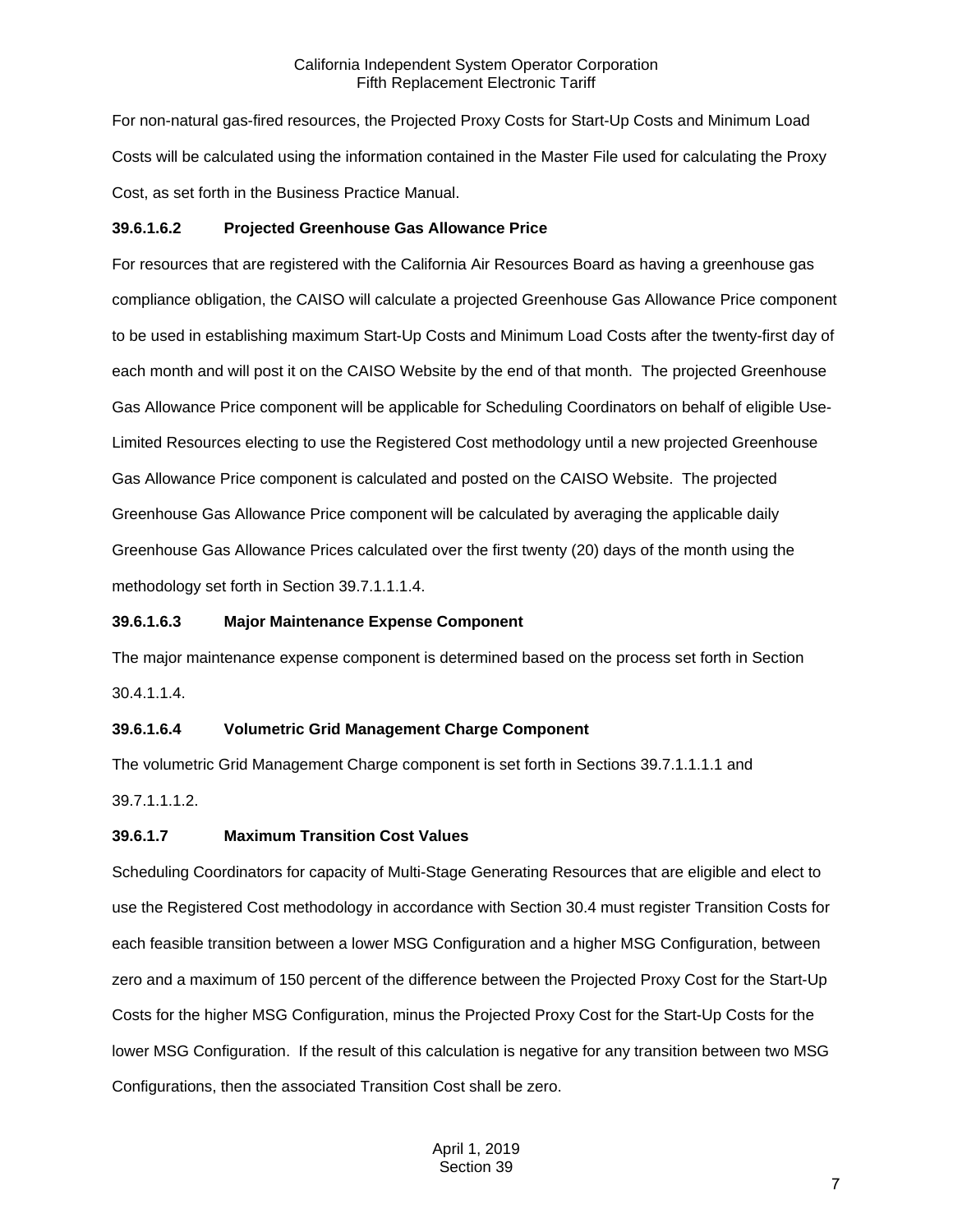For non-natural gas-fired resources, the Projected Proxy Costs for Start-Up Costs and Minimum Load Costs will be calculated using the information contained in the Master File used for calculating the Proxy Cost, as set forth in the Business Practice Manual.

**39.6.1.6.2 Projected Greenhouse Gas Allowance Price**

For resources that are registered with the California Air Resources Board as having a greenhouse gas compliance obligation, the CAISO will calculate a projected Greenhouse Gas Allowance Price component to be used in establishing maximum Start-Up Costs and Minimum Load Costs after the twenty-first day of each month and will post it on the CAISO Website by the end of that month. The projected Greenhouse Gas Allowance Price component will be applicable for Scheduling Coordinators on behalf of eligible Use-Limited Resources electing to use the Registered Cost methodology until a new projected Greenhouse Gas Allowance Price component is calculated and posted on the CAISO Website. The projected Greenhouse Gas Allowance Price component will be calculated by averaging the applicable daily Greenhouse Gas Allowance Prices calculated over the first twenty (20) days of the month using the methodology set forth in Section 39.7.1.1.1.4.

**39.6.1.6.3 Major Maintenance Expense Component**

The major maintenance expense component is determined based on the process set forth in Section 30.4.1.1.4.

**39.6.1.6.4 Volumetric Grid Management Charge Component**

The volumetric Grid Management Charge component is set forth in Sections 39.7.1.1.1.1 and 39.7.1.1.1.2.

**39.6.1.7 Maximum Transition Cost Values**

Scheduling Coordinators for capacity of Multi-Stage Generating Resources that are eligible and elect to use the Registered Cost methodology in accordance with Section 30.4 must register Transition Costs for each feasible transition between a lower MSG Configuration and a higher MSG Configuration, between zero and a maximum of 150 percent of the difference between the Projected Proxy Cost for the Start-Up Costs for the higher MSG Configuration, minus the Projected Proxy Cost for the Start-Up Costs for the lower MSG Configuration. If the result of this calculation is negative for any transition between two MSG Configurations, then the associated Transition Cost shall be zero.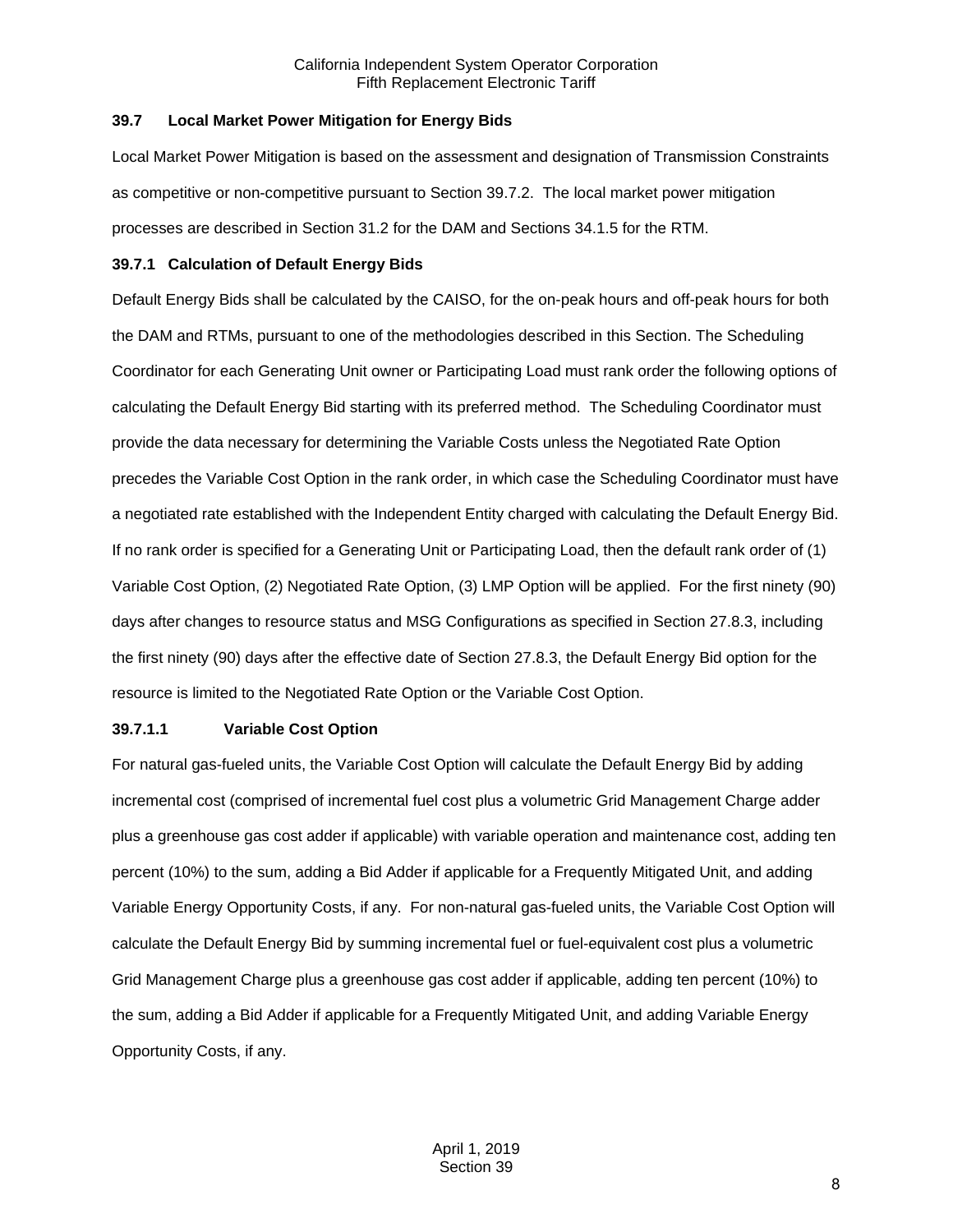## 39.7 Local Market Power Mitigation for Energy Bids

Local Market Power Mitigation is based on the assessment and designation of Transmission Constraints as competitive or non-competitive pursuant to Section 39.7.2. The local market power mitigation processes are described in Section 31.2 for the DAM and Sections 34.1.5 for the RTM.

### 39.7.1 Calculation of Default Energy Bids

Default Energy Bids shall be calculated by the CAISO, for the on-peak hours and off-peak hours for both the DAM and RTMs, pursuant to one of the methodologies described in this Section. The Scheduling Coordinator for each Generating Unit owner or Participating Load must rank order the following options of calculating the Default Energy Bid starting with its preferred method. The Scheduling Coordinator must provide the data necessary for determining the Variable Costs unless the Negotiated Rate Option precedes the Variable Cost Option in the rank order, in which case the Scheduling Coordinator must have a negotiated rate established with the Independent Entity charged with calculating the Default Energy Bid. If no rank order is specified for a Generating Unit or Participating Load, then the default rank order of (1) Variable Cost Option, (2) Negotiated Rate Option, (3) LMP Option will be applied. For the first ninety (90) days after changes to resource status and MSG Configurations as specified in Section 27.8.3, including the first ninety (90) days after the effective date of Section 27.8.3, the Default Energy Bid option for the resource is limited to the Negotiated Rate Option or the Variable Cost Option.

#### 39.7.1.1 Variable Cost Option

For natural gas-fueled units, the Variable Cost Option will calculate the Default Energy Bid by adding incremental cost (comprised of incremental fuel cost plus a volumetric Grid Management Charge adder plus a greenhouse gas cost adder if applicable) with variable operation and maintenance cost, adding ten percent (10%) to the sum, adding a Bid Adder if applicable for a Frequently Mitigated Unit, and adding Variable Energy Opportunity Costs, if any. For non-natural gas-fueled units, the Variable Cost Option will calculate the Default Energy Bid by summing incremental fuel or fuel-equivalent cost plus a volumetric Grid Management Charge plus a greenhouse gas cost adder if applicable, adding ten percent (10%) to the sum, adding a Bid Adder if applicable for a Frequently Mitigated Unit, and adding Variable Energy Opportunity Costs, if any.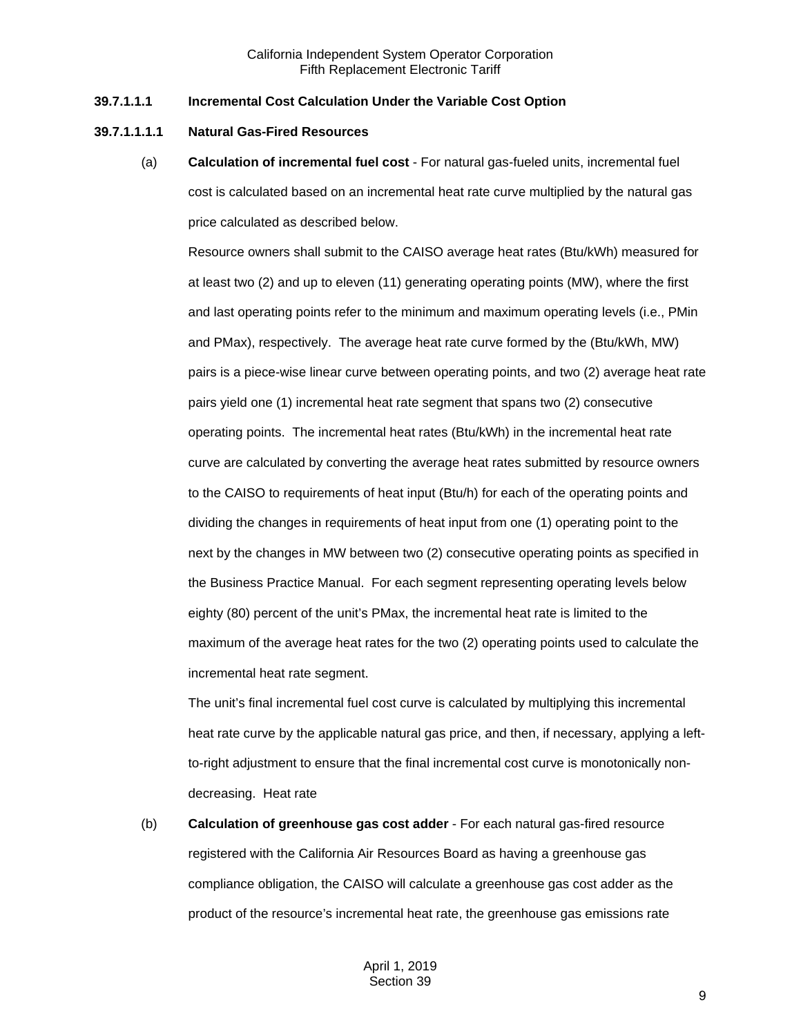**39.7.1.1.1 Incremental Cost Calculation Under the Variable Cost Option**

**39.7.1.1.1.1 Natural Gas-Fired Resources**

(a) **Calculation of incremental fuel cost** - For natural gas-fueled units, incremental fuel cost is calculated based on an incremental heat rate curve multiplied by the natural gas price calculated as described below.

Resource owners shall submit to the CAISO average heat rates (Btu/kWh) measured for at least two (2) and up to eleven (11) generating operating points (MW), where the first and last operating points refer to the minimum and maximum operating levels (i.e., PMin and PMax), respectively. The average heat rate curve formed by the (Btu/kWh, MW) pairs is a piece-wise linear curve between operating points, and two (2) average heat rate pairs yield one (1) incremental heat rate segment that spans two (2) consecutive operating points. The incremental heat rates (Btu/kWh) in the incremental heat rate curve are calculated by converting the average heat rates submitted by resource owners to the CAISO to requirements of heat input (Btu/h) for each of the operating points and dividing the changes in requirements of heat input from one (1) operating point to the next by the changes in MW between two (2) consecutive operating points as specified in the Business Practice Manual. For each segment representing operating levels below eighty (80) percent of the unit's PMax, the incremental heat rate is limited to the maximum of the average heat rates for the two (2) operating points used to calculate the incremental heat rate segment.

The unit's final incremental fuel cost curve is calculated by multiplying this incremental heat rate curve by the applicable natural gas price, and then, if necessary, applying a left-to-right adjustment to ensure that the final incremental cost curve is monotonically non-decreasing. Heat rate

(b) **Calculation of greenhouse gas cost adder** - For each natural gas-fired resource registered with the California Air Resources Board as having a greenhouse gas compliance obligation, the CAISO will calculate a greenhouse gas cost adder as the product of the resource's incremental heat rate, the greenhouse gas emissions rate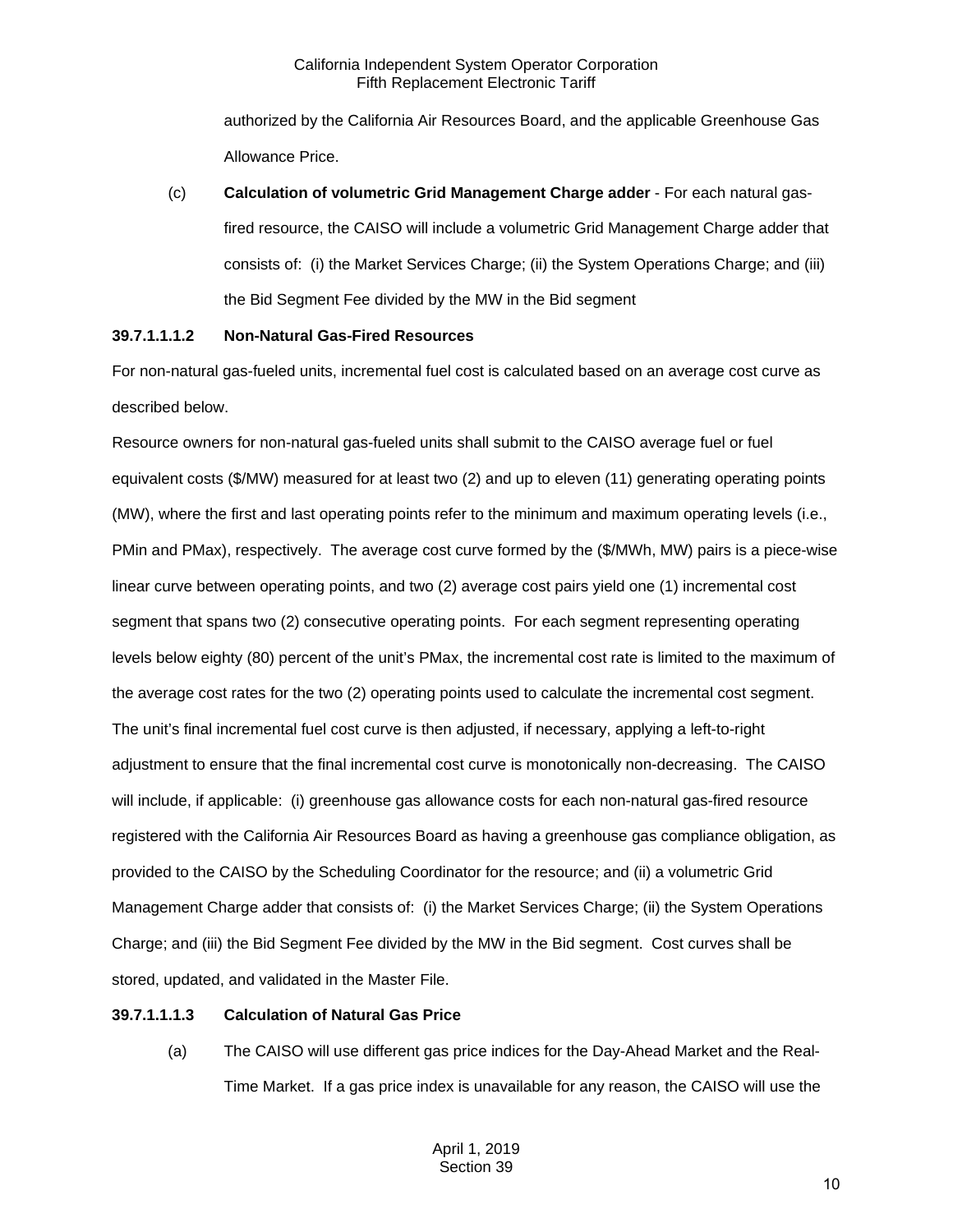authorized by the California Air Resources Board, and the applicable Greenhouse Gas Allowance Price.

(c) **Calculation of volumetric Grid Management Charge adder** - For each natural gas-fired resource, the CAISO will include a volumetric Grid Management Charge adder that consists of: (i) the Market Services Charge; (ii) the System Operations Charge; and (iii) the Bid Segment Fee divided by the MW in the Bid segment

**39.7.1.1.1.2 Non-Natural Gas-Fired Resources**

For non-natural gas-fueled units, incremental fuel cost is calculated based on an average cost curve as described below.

Resource owners for non-natural gas-fueled units shall submit to the CAISO average fuel or fuel equivalent costs ($/MW) measured for at least two (2) and up to eleven (11) generating operating points (MW), where the first and last operating points refer to the minimum and maximum operating levels (i.e., PMin and PMax), respectively. The average cost curve formed by the ($/MWh, MW) pairs is a piece-wise linear curve between operating points, and two (2) average cost pairs yield one (1) incremental cost segment that spans two (2) consecutive operating points. For each segment representing operating levels below eighty (80) percent of the unit's PMax, the incremental cost rate is limited to the maximum of the average cost rates for the two (2) operating points used to calculate the incremental cost segment. The unit's final incremental fuel cost curve is then adjusted, if necessary, applying a left-to-right adjustment to ensure that the final incremental cost curve is monotonically non-decreasing. The CAISO will include, if applicable: (i) greenhouse gas allowance costs for each non-natural gas-fired resource registered with the California Air Resources Board as having a greenhouse gas compliance obligation, as provided to the CAISO by the Scheduling Coordinator for the resource; and (ii) a volumetric Grid Management Charge adder that consists of: (i) the Market Services Charge; (ii) the System Operations Charge; and (iii) the Bid Segment Fee divided by the MW in the Bid segment. Cost curves shall be stored, updated, and validated in the Master File.

**39.7.1.1.1.3 Calculation of Natural Gas Price**

(a) The CAISO will use different gas price indices for the Day-Ahead Market and the Real-Time Market. If a gas price index is unavailable for any reason, the CAISO will use the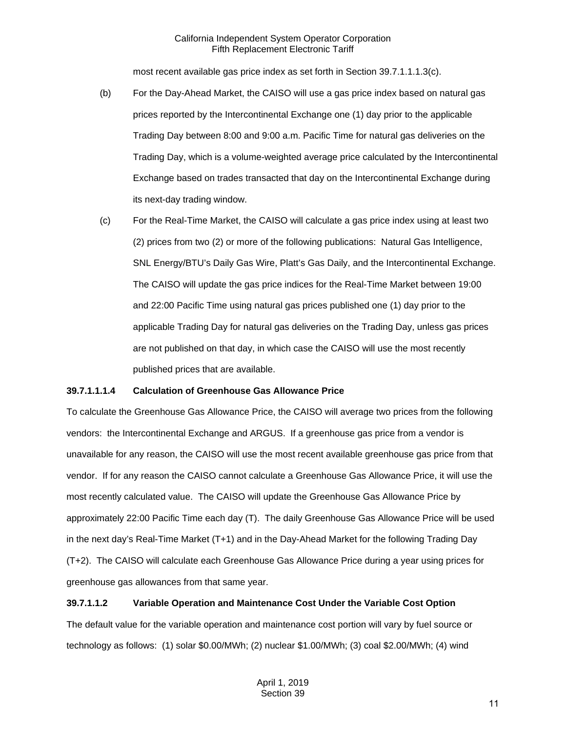most recent available gas price index as set forth in Section 39.7.1.1.1.3(c).

(b) For the Day-Ahead Market, the CAISO will use a gas price index based on natural gas prices reported by the Intercontinental Exchange one (1) day prior to the applicable Trading Day between 8:00 and 9:00 a.m. Pacific Time for natural gas deliveries on the Trading Day, which is a volume-weighted average price calculated by the Intercontinental Exchange based on trades transacted that day on the Intercontinental Exchange during its next-day trading window.

(c) For the Real-Time Market, the CAISO will calculate a gas price index using at least two (2) prices from two (2) or more of the following publications: Natural Gas Intelligence, SNL Energy/BTU's Daily Gas Wire, Platt's Gas Daily, and the Intercontinental Exchange. The CAISO will update the gas price indices for the Real-Time Market between 19:00 and 22:00 Pacific Time using natural gas prices published one (1) day prior to the applicable Trading Day for natural gas deliveries on the Trading Day, unless gas prices are not published on that day, in which case the CAISO will use the most recently published prices that are available.

**39.7.1.1.1.4 Calculation of Greenhouse Gas Allowance Price**

To calculate the Greenhouse Gas Allowance Price, the CAISO will average two prices from the following vendors: the Intercontinental Exchange and ARGUS. If a greenhouse gas price from a vendor is unavailable for any reason, the CAISO will use the most recent available greenhouse gas price from that vendor. If for any reason the CAISO cannot calculate a Greenhouse Gas Allowance Price, it will use the most recently calculated value. The CAISO will update the Greenhouse Gas Allowance Price by approximately 22:00 Pacific Time each day (T). The daily Greenhouse Gas Allowance Price will be used in the next day's Real-Time Market (T+1) and in the Day-Ahead Market for the following Trading Day (T+2). The CAISO will calculate each Greenhouse Gas Allowance Price during a year using prices for greenhouse gas allowances from that same year.

**39.7.1.1.2 Variable Operation and Maintenance Cost Under the Variable Cost Option**

The default value for the variable operation and maintenance cost portion will vary by fuel source or technology as follows: (1) solar \$0.00/MWh; (2) nuclear \$1.00/MWh; (3) coal \$2.00/MWh; (4) wind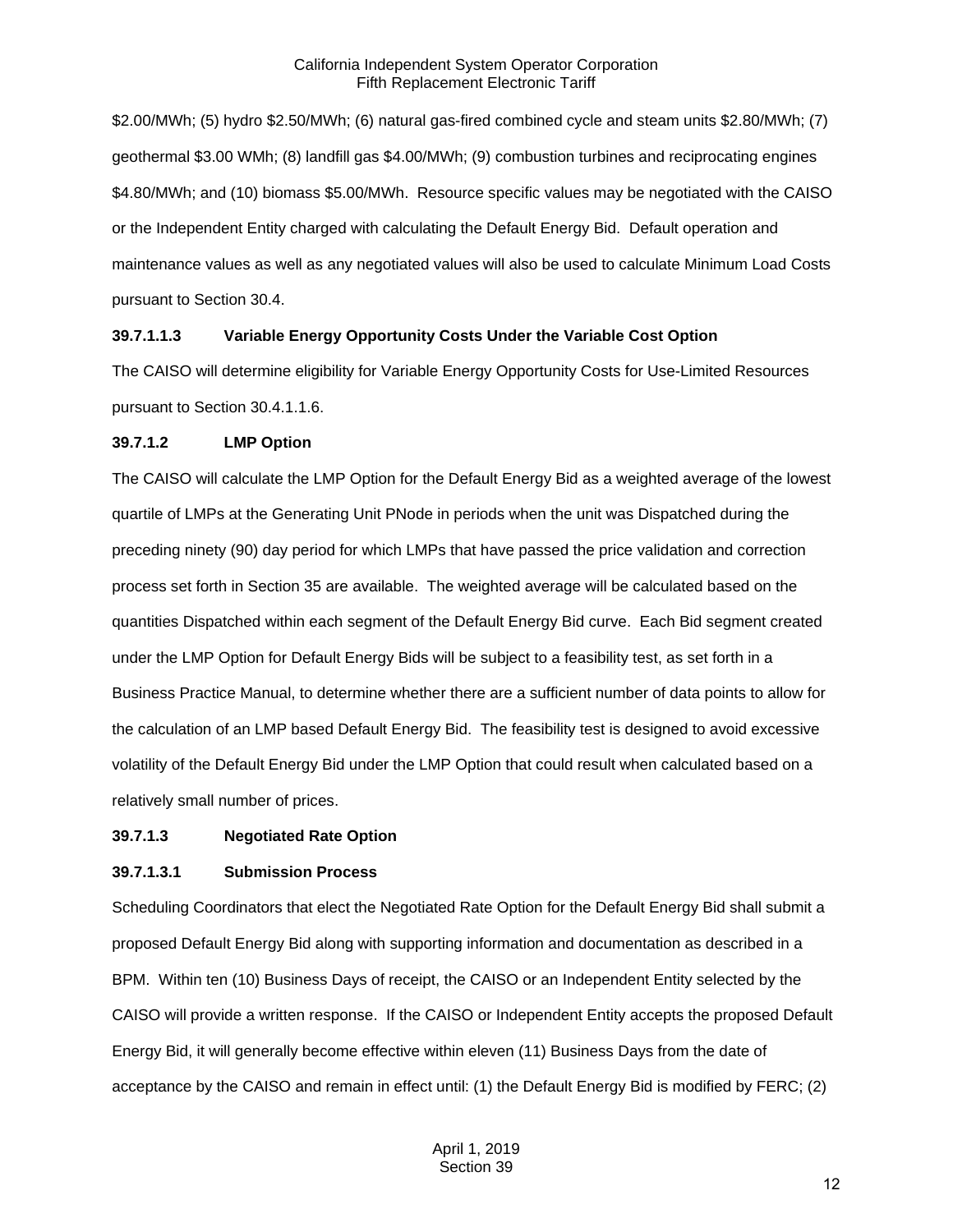$2.00/MWh; (5) hydro $2.50/MWh; (6) natural gas-fired combined cycle and steam units $2.80/MWh; (7) geothermal $3.00 WMh; (8) landfill gas $4.00/MWh; (9) combustion turbines and reciprocating engines $4.80/MWh; and (10) biomass $5.00/MWh. Resource specific values may be negotiated with the CAISO or the Independent Entity charged with calculating the Default Energy Bid. Default operation and maintenance values as well as any negotiated values will also be used to calculate Minimum Load Costs pursuant to Section 30.4.

**39.7.1.1.3 Variable Energy Opportunity Costs Under the Variable Cost Option**

The CAISO will determine eligibility for Variable Energy Opportunity Costs for Use-Limited Resources pursuant to Section 30.4.1.1.6.

**39.7.1.2 LMP Option**

The CAISO will calculate the LMP Option for the Default Energy Bid as a weighted average of the lowest quartile of LMPs at the Generating Unit PNode in periods when the unit was Dispatched during the preceding ninety (90) day period for which LMPs that have passed the price validation and correction process set forth in Section 35 are available. The weighted average will be calculated based on the quantities Dispatched within each segment of the Default Energy Bid curve. Each Bid segment created under the LMP Option for Default Energy Bids will be subject to a feasibility test, as set forth in a Business Practice Manual, to determine whether there are a sufficient number of data points to allow for the calculation of an LMP based Default Energy Bid. The feasibility test is designed to avoid excessive volatility of the Default Energy Bid under the LMP Option that could result when calculated based on a relatively small number of prices.

**39.7.1.3 Negotiated Rate Option**

**39.7.1.3.1 Submission Process**

Scheduling Coordinators that elect the Negotiated Rate Option for the Default Energy Bid shall submit a proposed Default Energy Bid along with supporting information and documentation as described in a BPM. Within ten (10) Business Days of receipt, the CAISO or an Independent Entity selected by the CAISO will provide a written response. If the CAISO or Independent Entity accepts the proposed Default Energy Bid, it will generally become effective within eleven (11) Business Days from the date of acceptance by the CAISO and remain in effect until: (1) the Default Energy Bid is modified by FERC; (2)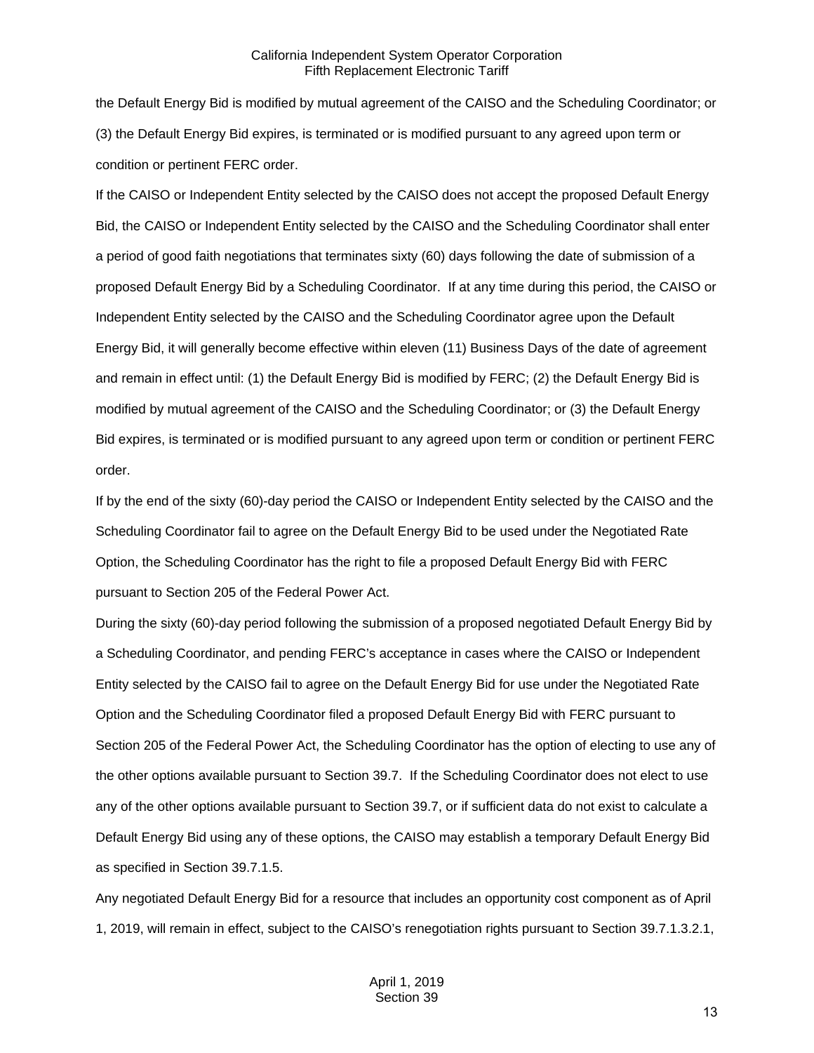the Default Energy Bid is modified by mutual agreement of the CAISO and the Scheduling Coordinator; or (3) the Default Energy Bid expires, is terminated or is modified pursuant to any agreed upon term or condition or pertinent FERC order.

If the CAISO or Independent Entity selected by the CAISO does not accept the proposed Default Energy Bid, the CAISO or Independent Entity selected by the CAISO and the Scheduling Coordinator shall enter a period of good faith negotiations that terminates sixty (60) days following the date of submission of a proposed Default Energy Bid by a Scheduling Coordinator. If at any time during this period, the CAISO or Independent Entity selected by the CAISO and the Scheduling Coordinator agree upon the Default Energy Bid, it will generally become effective within eleven (11) Business Days of the date of agreement and remain in effect until: (1) the Default Energy Bid is modified by FERC; (2) the Default Energy Bid is modified by mutual agreement of the CAISO and the Scheduling Coordinator; or (3) the Default Energy Bid expires, is terminated or is modified pursuant to any agreed upon term or condition or pertinent FERC order.

If by the end of the sixty (60)-day period the CAISO or Independent Entity selected by the CAISO and the Scheduling Coordinator fail to agree on the Default Energy Bid to be used under the Negotiated Rate Option, the Scheduling Coordinator has the right to file a proposed Default Energy Bid with FERC pursuant to Section 205 of the Federal Power Act.

During the sixty (60)-day period following the submission of a proposed negotiated Default Energy Bid by a Scheduling Coordinator, and pending FERC's acceptance in cases where the CAISO or Independent Entity selected by the CAISO fail to agree on the Default Energy Bid for use under the Negotiated Rate Option and the Scheduling Coordinator filed a proposed Default Energy Bid with FERC pursuant to Section 205 of the Federal Power Act, the Scheduling Coordinator has the option of electing to use any of the other options available pursuant to Section 39.7. If the Scheduling Coordinator does not elect to use any of the other options available pursuant to Section 39.7, or if sufficient data do not exist to calculate a Default Energy Bid using any of these options, the CAISO may establish a temporary Default Energy Bid as specified in Section 39.7.1.5.

Any negotiated Default Energy Bid for a resource that includes an opportunity cost component as of April 1, 2019, will remain in effect, subject to the CAISO's renegotiation rights pursuant to Section 39.7.1.3.2.1,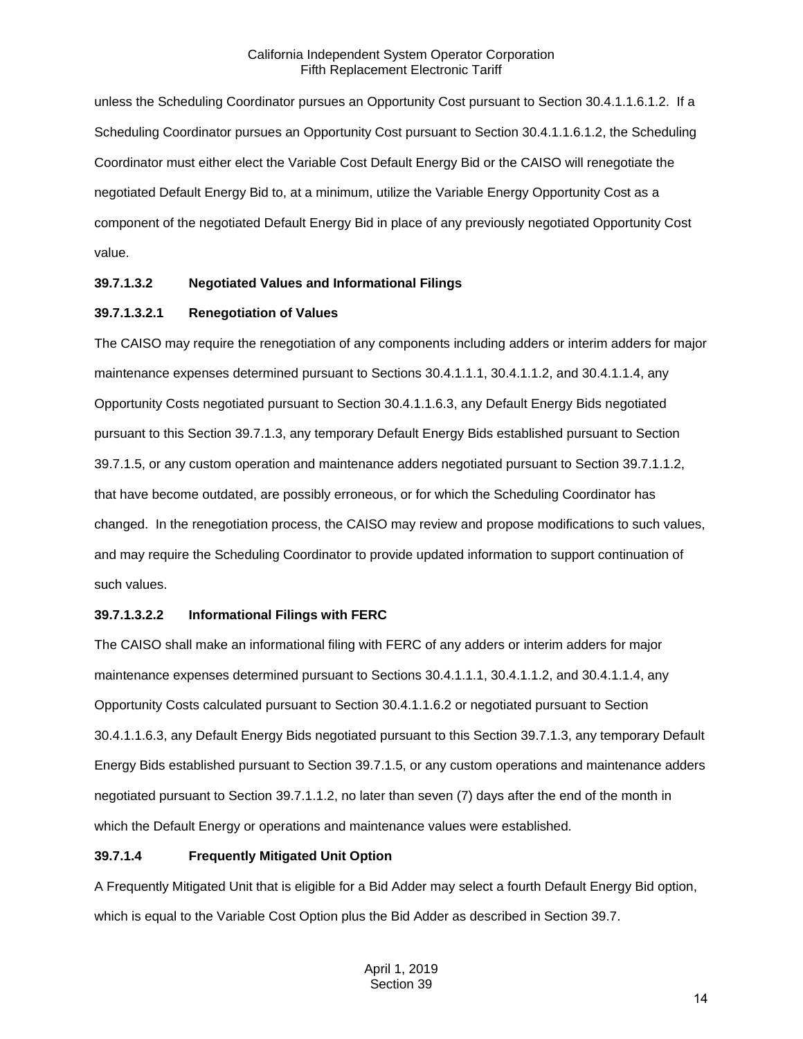unless the Scheduling Coordinator pursues an Opportunity Cost pursuant to Section 30.4.1.1.6.1.2. If a Scheduling Coordinator pursues an Opportunity Cost pursuant to Section 30.4.1.1.6.1.2, the Scheduling Coordinator must either elect the Variable Cost Default Energy Bid or the CAISO will renegotiate the negotiated Default Energy Bid to, at a minimum, utilize the Variable Energy Opportunity Cost as a component of the negotiated Default Energy Bid in place of any previously negotiated Opportunity Cost value.

**39.7.1.3.2 Negotiated Values and Informational Filings**

**39.7.1.3.2.1 Renegotiation of Values**

The CAISO may require the renegotiation of any components including adders or interim adders for major maintenance expenses determined pursuant to Sections 30.4.1.1.1, 30.4.1.1.2, and 30.4.1.1.4, any Opportunity Costs negotiated pursuant to Section 30.4.1.1.6.3, any Default Energy Bids negotiated pursuant to this Section 39.7.1.3, any temporary Default Energy Bids established pursuant to Section 39.7.1.5, or any custom operation and maintenance adders negotiated pursuant to Section 39.7.1.1.2, that have become outdated, are possibly erroneous, or for which the Scheduling Coordinator has changed. In the renegotiation process, the CAISO may review and propose modifications to such values, and may require the Scheduling Coordinator to provide updated information to support continuation of such values.

**39.7.1.3.2.2 Informational Filings with FERC**

The CAISO shall make an informational filing with FERC of any adders or interim adders for major maintenance expenses determined pursuant to Sections 30.4.1.1.1, 30.4.1.1.2, and 30.4.1.1.4, any Opportunity Costs calculated pursuant to Section 30.4.1.1.6.2 or negotiated pursuant to Section 30.4.1.1.6.3, any Default Energy Bids negotiated pursuant to this Section 39.7.1.3, any temporary Default Energy Bids established pursuant to Section 39.7.1.5, or any custom operations and maintenance adders negotiated pursuant to Section 39.7.1.1.2, no later than seven (7) days after the end of the month in which the Default Energy or operations and maintenance values were established.

**39.7.1.4 Frequently Mitigated Unit Option**

A Frequently Mitigated Unit that is eligible for a Bid Adder may select a fourth Default Energy Bid option, which is equal to the Variable Cost Option plus the Bid Adder as described in Section 39.7.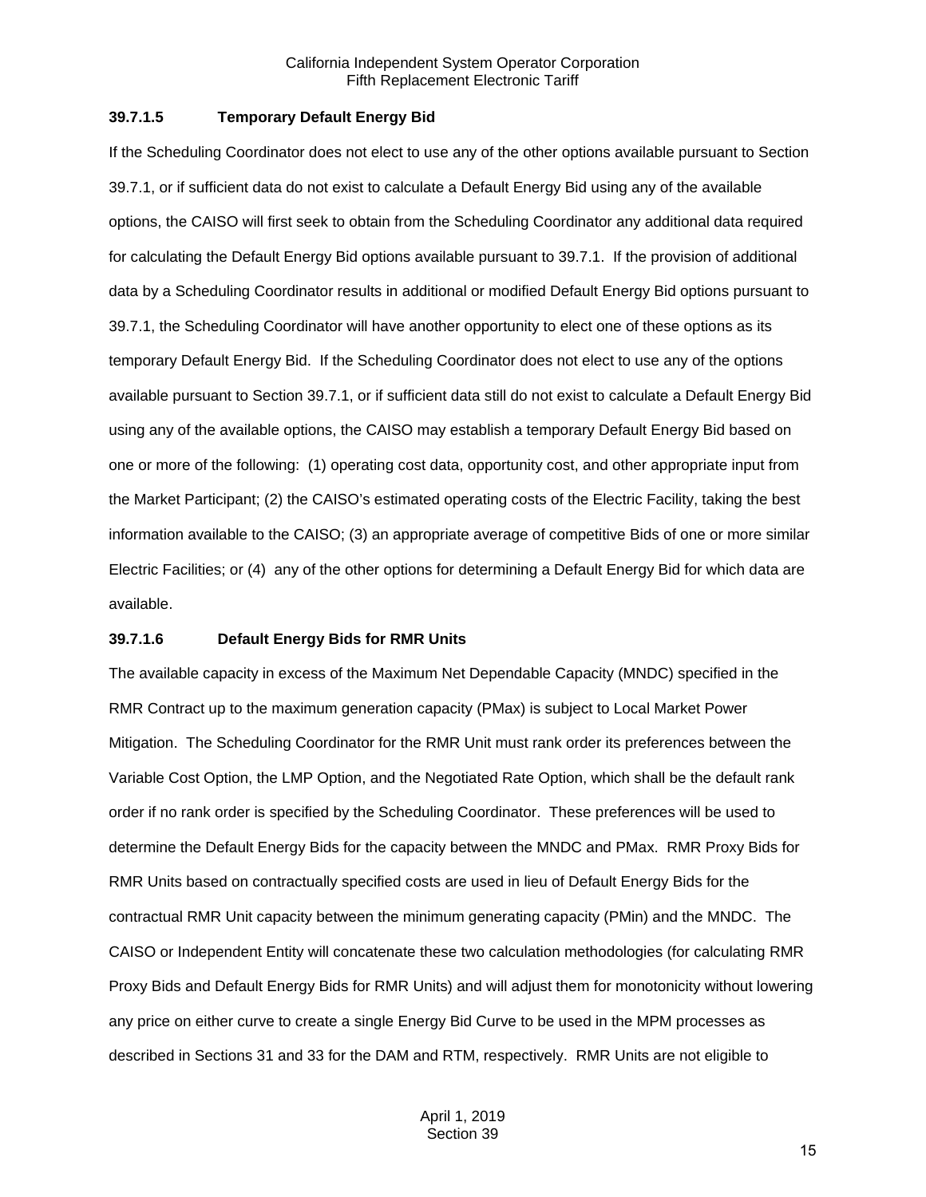### 39.7.1.5 Temporary Default Energy Bid

If the Scheduling Coordinator does not elect to use any of the other options available pursuant to Section 39.7.1, or if sufficient data do not exist to calculate a Default Energy Bid using any of the available options, the CAISO will first seek to obtain from the Scheduling Coordinator any additional data required for calculating the Default Energy Bid options available pursuant to 39.7.1. If the provision of additional data by a Scheduling Coordinator results in additional or modified Default Energy Bid options pursuant to 39.7.1, the Scheduling Coordinator will have another opportunity to elect one of these options as its temporary Default Energy Bid. If the Scheduling Coordinator does not elect to use any of the options available pursuant to Section 39.7.1, or if sufficient data still do not exist to calculate a Default Energy Bid using any of the available options, the CAISO may establish a temporary Default Energy Bid based on one or more of the following: (1) operating cost data, opportunity cost, and other appropriate input from the Market Participant; (2) the CAISO's estimated operating costs of the Electric Facility, taking the best information available to the CAISO; (3) an appropriate average of competitive Bids of one or more similar Electric Facilities; or (4) any of the other options for determining a Default Energy Bid for which data are available.

### 39.7.1.6 Default Energy Bids for RMR Units

The available capacity in excess of the Maximum Net Dependable Capacity (MNDC) specified in the RMR Contract up to the maximum generation capacity (PMax) is subject to Local Market Power Mitigation. The Scheduling Coordinator for the RMR Unit must rank order its preferences between the Variable Cost Option, the LMP Option, and the Negotiated Rate Option, which shall be the default rank order if no rank order is specified by the Scheduling Coordinator. These preferences will be used to determine the Default Energy Bids for the capacity between the MNDC and PMax. RMR Proxy Bids for RMR Units based on contractually specified costs are used in lieu of Default Energy Bids for the contractual RMR Unit capacity between the minimum generating capacity (PMin) and the MNDC. The CAISO or Independent Entity will concatenate these two calculation methodologies (for calculating RMR Proxy Bids and Default Energy Bids for RMR Units) and will adjust them for monotonicity without lowering any price on either curve to create a single Energy Bid Curve to be used in the MPM processes as described in Sections 31 and 33 for the DAM and RTM, respectively. RMR Units are not eligible to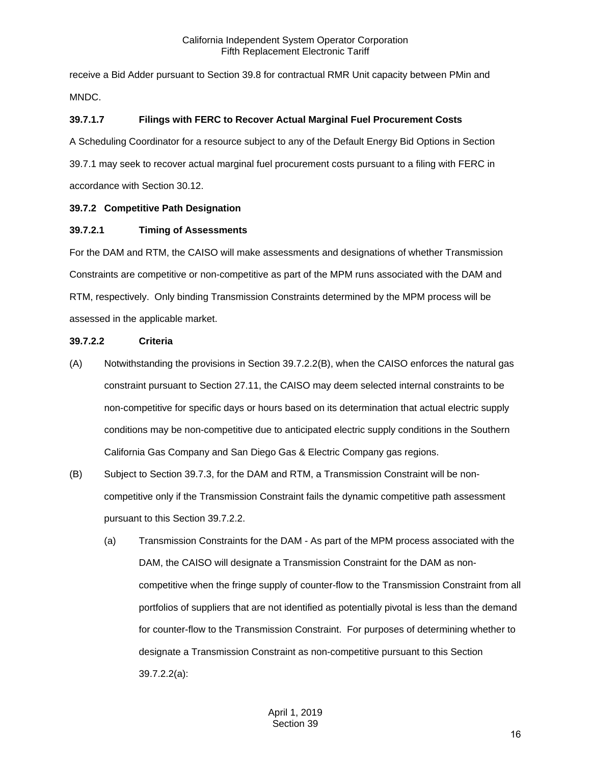receive a Bid Adder pursuant to Section 39.8 for contractual RMR Unit capacity between PMin and MNDC.

**39.7.1.7 Filings with FERC to Recover Actual Marginal Fuel Procurement Costs**

A Scheduling Coordinator for a resource subject to any of the Default Energy Bid Options in Section 39.7.1 may seek to recover actual marginal fuel procurement costs pursuant to a filing with FERC in accordance with Section 30.12.

**39.7.2 Competitive Path Designation**

**39.7.2.1 Timing of Assessments**

For the DAM and RTM, the CAISO will make assessments and designations of whether Transmission Constraints are competitive or non-competitive as part of the MPM runs associated with the DAM and RTM, respectively. Only binding Transmission Constraints determined by the MPM process will be assessed in the applicable market.

**39.7.2.2 Criteria**

(A) Notwithstanding the provisions in Section 39.7.2.2(B), when the CAISO enforces the natural gas constraint pursuant to Section 27.11, the CAISO may deem selected internal constraints to be non-competitive for specific days or hours based on its determination that actual electric supply conditions may be non-competitive due to anticipated electric supply conditions in the Southern California Gas Company and San Diego Gas & Electric Company gas regions.

(B) Subject to Section 39.7.3, for the DAM and RTM, a Transmission Constraint will be non-competitive only if the Transmission Constraint fails the dynamic competitive path assessment pursuant to this Section 39.7.2.2.

(a) Transmission Constraints for the DAM - As part of the MPM process associated with the DAM, the CAISO will designate a Transmission Constraint for the DAM as non-competitive when the fringe supply of counter-flow to the Transmission Constraint from all portfolios of suppliers that are not identified as potentially pivotal is less than the demand for counter-flow to the Transmission Constraint. For purposes of determining whether to designate a Transmission Constraint as non-competitive pursuant to this Section 39.7.2.2(a):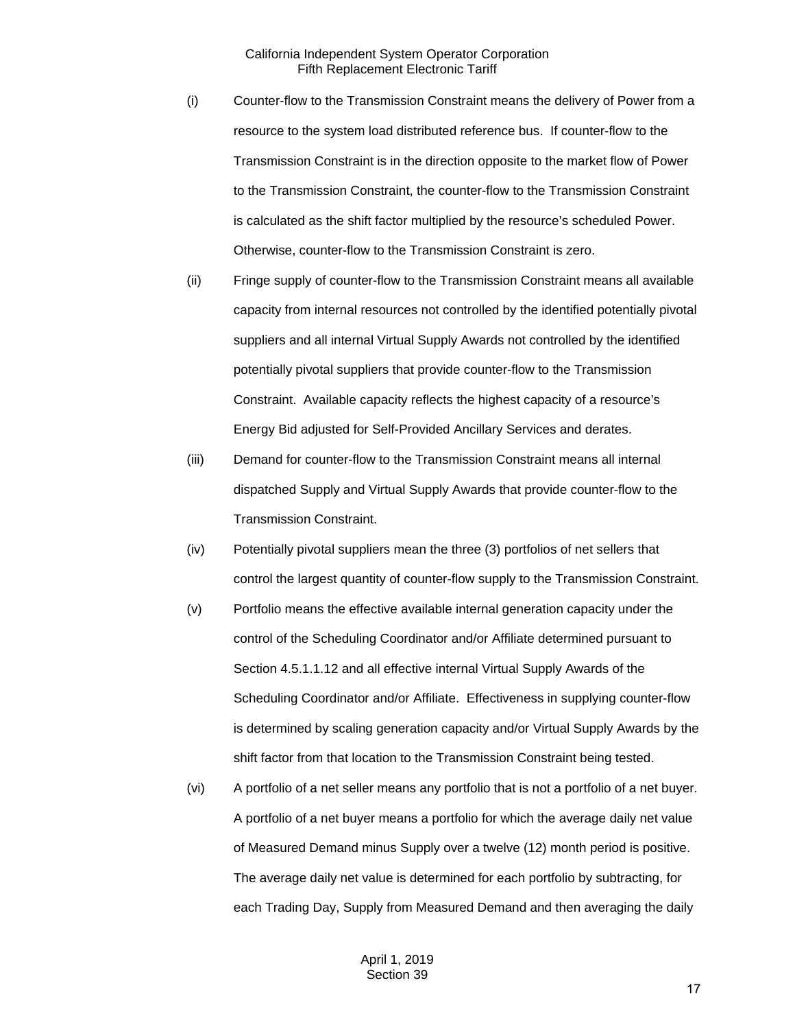(i) Counter-flow to the Transmission Constraint means the delivery of Power from a resource to the system load distributed reference bus. If counter-flow to the Transmission Constraint is in the direction opposite to the market flow of Power to the Transmission Constraint, the counter-flow to the Transmission Constraint is calculated as the shift factor multiplied by the resource's scheduled Power. Otherwise, counter-flow to the Transmission Constraint is zero.

(ii) Fringe supply of counter-flow to the Transmission Constraint means all available capacity from internal resources not controlled by the identified potentially pivotal suppliers and all internal Virtual Supply Awards not controlled by the identified potentially pivotal suppliers that provide counter-flow to the Transmission Constraint. Available capacity reflects the highest capacity of a resource's Energy Bid adjusted for Self-Provided Ancillary Services and derates.

(iii) Demand for counter-flow to the Transmission Constraint means all internal dispatched Supply and Virtual Supply Awards that provide counter-flow to the Transmission Constraint.

(iv) Potentially pivotal suppliers mean the three (3) portfolios of net sellers that control the largest quantity of counter-flow supply to the Transmission Constraint.

(v) Portfolio means the effective available internal generation capacity under the control of the Scheduling Coordinator and/or Affiliate determined pursuant to Section 4.5.1.1.12 and all effective internal Virtual Supply Awards of the Scheduling Coordinator and/or Affiliate. Effectiveness in supplying counter-flow is determined by scaling generation capacity and/or Virtual Supply Awards by the shift factor from that location to the Transmission Constraint being tested.

(vi) A portfolio of a net seller means any portfolio that is not a portfolio of a net buyer. A portfolio of a net buyer means a portfolio for which the average daily net value of Measured Demand minus Supply over a twelve (12) month period is positive. The average daily net value is determined for each portfolio by subtracting, for each Trading Day, Supply from Measured Demand and then averaging the daily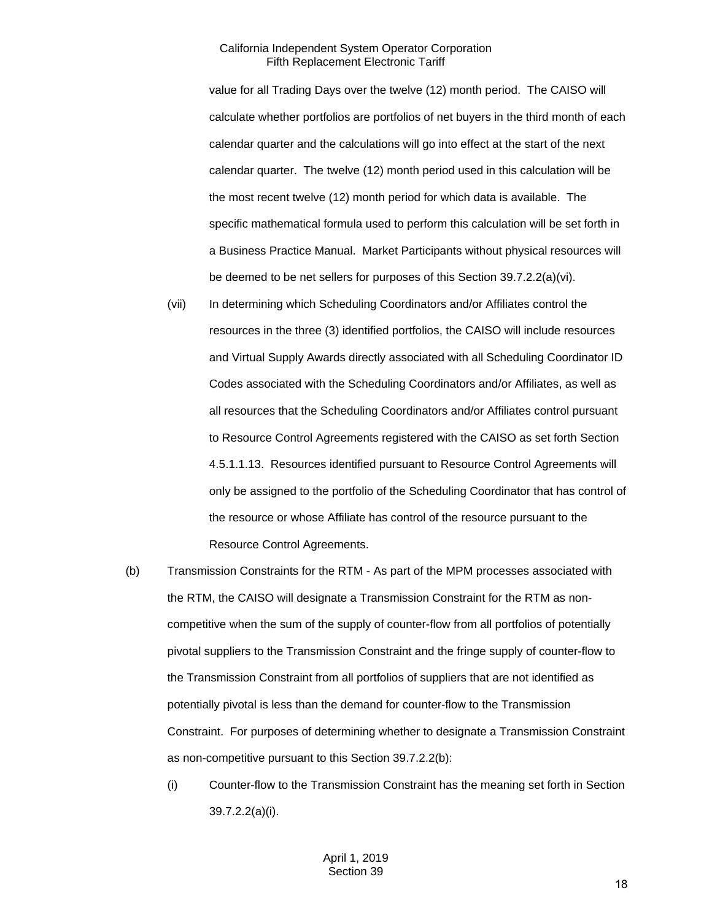value for all Trading Days over the twelve (12) month period. The CAISO will calculate whether portfolios are portfolios of net buyers in the third month of each calendar quarter and the calculations will go into effect at the start of the next calendar quarter. The twelve (12) month period used in this calculation will be the most recent twelve (12) month period for which data is available. The specific mathematical formula used to perform this calculation will be set forth in a Business Practice Manual. Market Participants without physical resources will be deemed to be net sellers for purposes of this Section 39.7.2.2(a)(vi).

(vii) In determining which Scheduling Coordinators and/or Affiliates control the resources in the three (3) identified portfolios, the CAISO will include resources and Virtual Supply Awards directly associated with all Scheduling Coordinator ID Codes associated with the Scheduling Coordinators and/or Affiliates, as well as all resources that the Scheduling Coordinators and/or Affiliates control pursuant to Resource Control Agreements registered with the CAISO as set forth Section 4.5.1.1.13. Resources identified pursuant to Resource Control Agreements will only be assigned to the portfolio of the Scheduling Coordinator that has control of the resource or whose Affiliate has control of the resource pursuant to the Resource Control Agreements.

(b) Transmission Constraints for the RTM - As part of the MPM processes associated with the RTM, the CAISO will designate a Transmission Constraint for the RTM as non-competitive when the sum of the supply of counter-flow from all portfolios of potentially pivotal suppliers to the Transmission Constraint and the fringe supply of counter-flow to the Transmission Constraint from all portfolios of suppliers that are not identified as potentially pivotal is less than the demand for counter-flow to the Transmission Constraint. For purposes of determining whether to designate a Transmission Constraint as non-competitive pursuant to this Section 39.7.2.2(b):

(i) Counter-flow to the Transmission Constraint has the meaning set forth in Section 39.7.2.2(a)(i).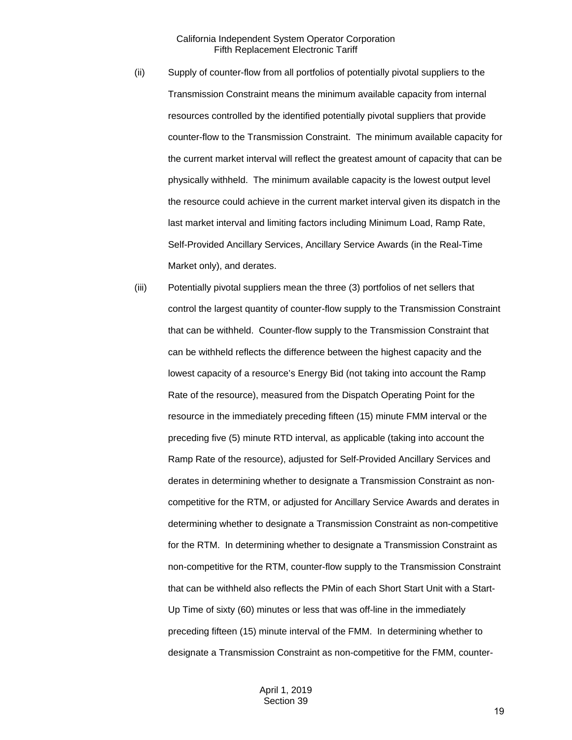(ii) Supply of counter-flow from all portfolios of potentially pivotal suppliers to the Transmission Constraint means the minimum available capacity from internal resources controlled by the identified potentially pivotal suppliers that provide counter-flow to the Transmission Constraint. The minimum available capacity for the current market interval will reflect the greatest amount of capacity that can be physically withheld. The minimum available capacity is the lowest output level the resource could achieve in the current market interval given its dispatch in the last market interval and limiting factors including Minimum Load, Ramp Rate, Self-Provided Ancillary Services, Ancillary Service Awards (in the Real-Time Market only), and derates.

(iii) Potentially pivotal suppliers mean the three (3) portfolios of net sellers that control the largest quantity of counter-flow supply to the Transmission Constraint that can be withheld. Counter-flow supply to the Transmission Constraint that can be withheld reflects the difference between the highest capacity and the lowest capacity of a resource's Energy Bid (not taking into account the Ramp Rate of the resource), measured from the Dispatch Operating Point for the resource in the immediately preceding fifteen (15) minute FMM interval or the preceding five (5) minute RTD interval, as applicable (taking into account the Ramp Rate of the resource), adjusted for Self-Provided Ancillary Services and derates in determining whether to designate a Transmission Constraint as non-competitive for the RTM, or adjusted for Ancillary Service Awards and derates in determining whether to designate a Transmission Constraint as non-competitive for the RTM. In determining whether to designate a Transmission Constraint as non-competitive for the RTM, counter-flow supply to the Transmission Constraint that can be withheld also reflects the PMin of each Short Start Unit with a Start-Up Time of sixty (60) minutes or less that was off-line in the immediately preceding fifteen (15) minute interval of the FMM. In determining whether to designate a Transmission Constraint as non-competitive for the FMM, counter-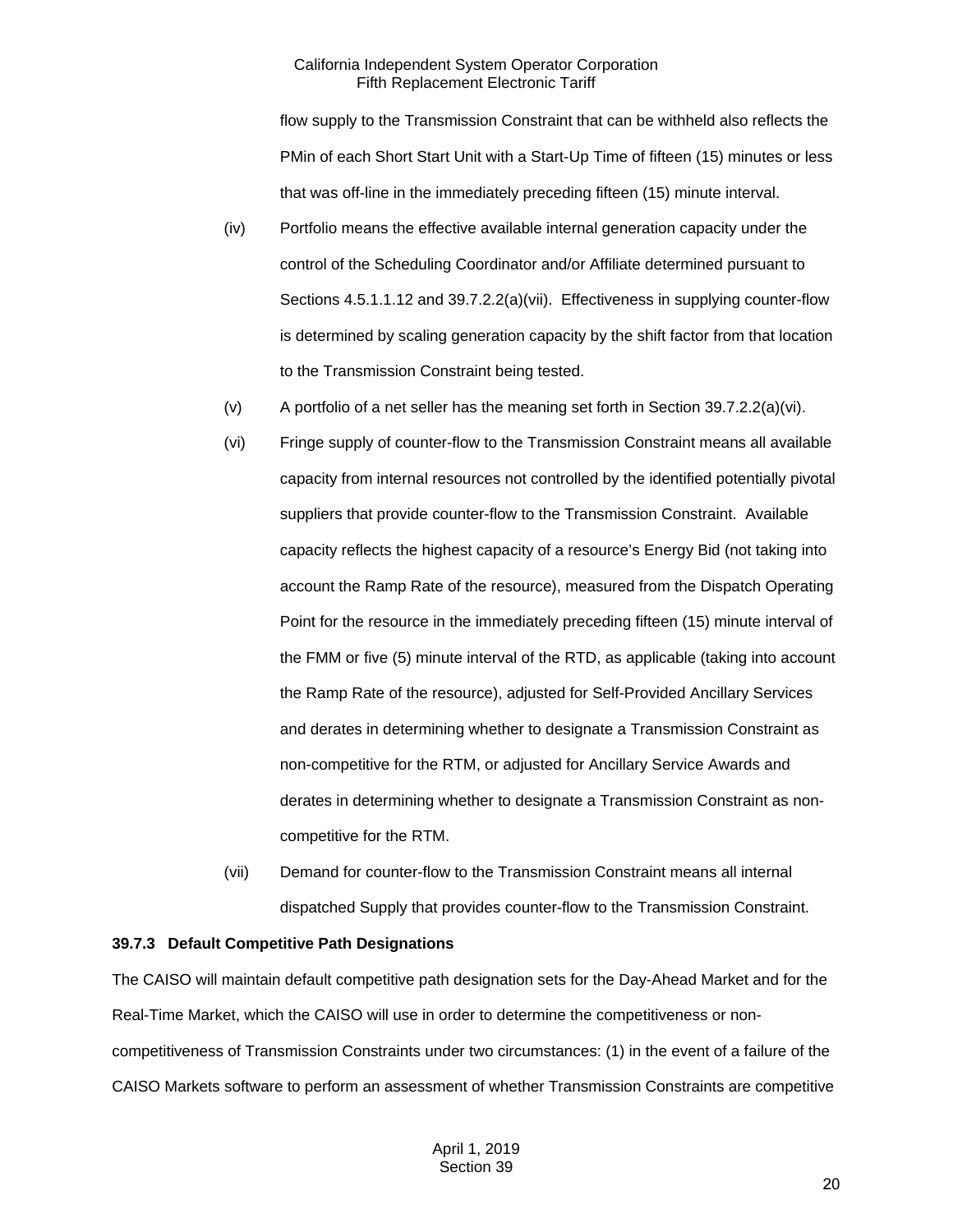flow supply to the Transmission Constraint that can be withheld also reflects the PMin of each Short Start Unit with a Start-Up Time of fifteen (15) minutes or less that was off-line in the immediately preceding fifteen (15) minute interval.

(iv) Portfolio means the effective available internal generation capacity under the control of the Scheduling Coordinator and/or Affiliate determined pursuant to Sections 4.5.1.1.12 and 39.7.2.2(a)(vii). Effectiveness in supplying counter-flow is determined by scaling generation capacity by the shift factor from that location to the Transmission Constraint being tested.

(v) A portfolio of a net seller has the meaning set forth in Section 39.7.2.2(a)(vi).

(vi) Fringe supply of counter-flow to the Transmission Constraint means all available capacity from internal resources not controlled by the identified potentially pivotal suppliers that provide counter-flow to the Transmission Constraint. Available capacity reflects the highest capacity of a resource's Energy Bid (not taking into account the Ramp Rate of the resource), measured from the Dispatch Operating Point for the resource in the immediately preceding fifteen (15) minute interval of the FMM or five (5) minute interval of the RTD, as applicable (taking into account the Ramp Rate of the resource), adjusted for Self-Provided Ancillary Services and derates in determining whether to designate a Transmission Constraint as non-competitive for the RTM, or adjusted for Ancillary Service Awards and derates in determining whether to designate a Transmission Constraint as non-competitive for the RTM.

(vii) Demand for counter-flow to the Transmission Constraint means all internal dispatched Supply that provides counter-flow to the Transmission Constraint.

**39.7.3 Default Competitive Path Designations**

The CAISO will maintain default competitive path designation sets for the Day-Ahead Market and for the Real-Time Market, which the CAISO will use in order to determine the competitiveness or non-competitiveness of Transmission Constraints under two circumstances: (1) in the event of a failure of the CAISO Markets software to perform an assessment of whether Transmission Constraints are competitive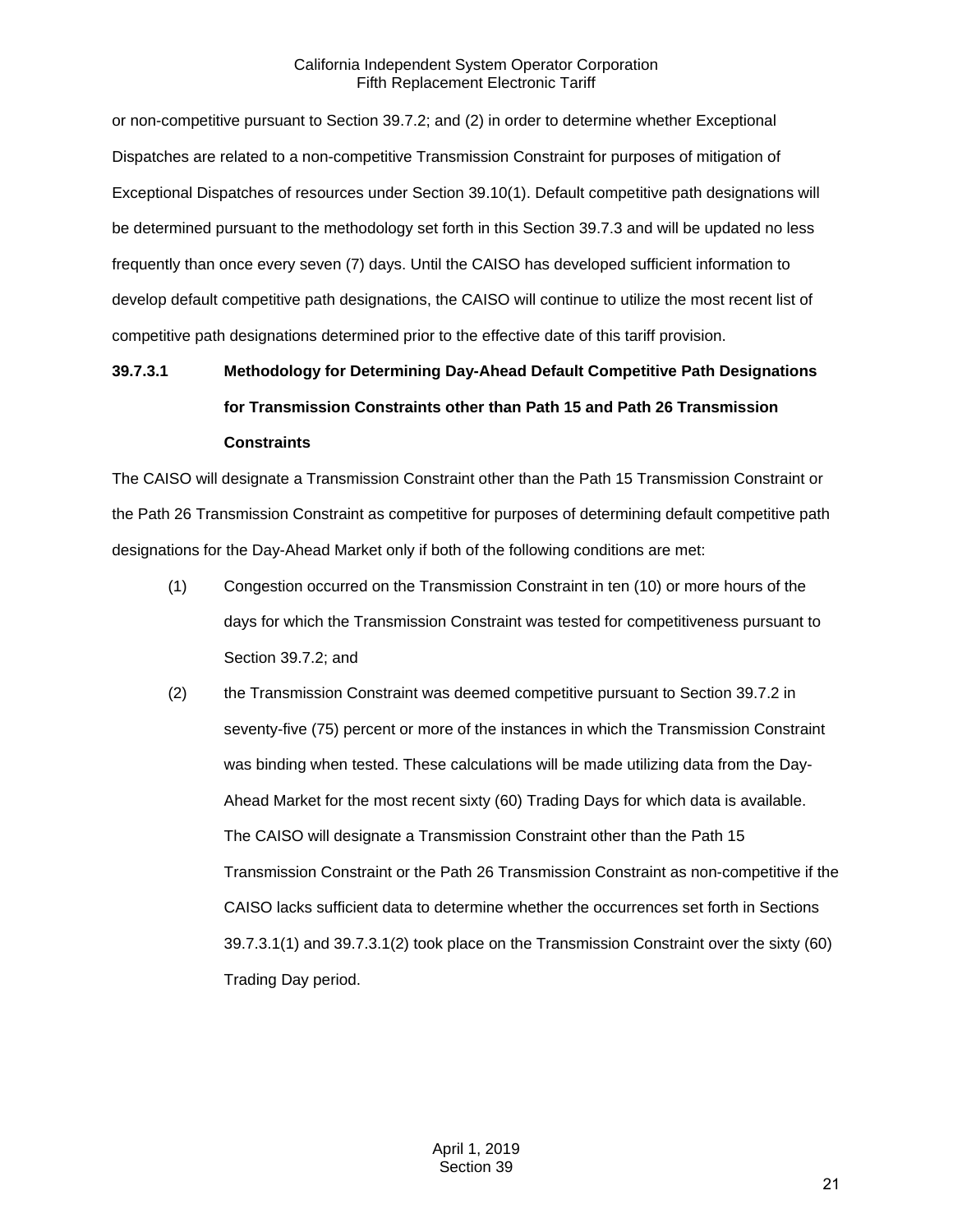or non-competitive pursuant to Section 39.7.2; and (2) in order to determine whether Exceptional Dispatches are related to a non-competitive Transmission Constraint for purposes of mitigation of Exceptional Dispatches of resources under Section 39.10(1). Default competitive path designations will be determined pursuant to the methodology set forth in this Section 39.7.3 and will be updated no less frequently than once every seven (7) days. Until the CAISO has developed sufficient information to develop default competitive path designations, the CAISO will continue to utilize the most recent list of competitive path designations determined prior to the effective date of this tariff provision.

**39.7.3.1 Methodology for Determining Day-Ahead Default Competitive Path Designations for Transmission Constraints other than Path 15 and Path 26 Transmission Constraints**

The CAISO will designate a Transmission Constraint other than the Path 15 Transmission Constraint or the Path 26 Transmission Constraint as competitive for purposes of determining default competitive path designations for the Day-Ahead Market only if both of the following conditions are met:

(1) Congestion occurred on the Transmission Constraint in ten (10) or more hours of the days for which the Transmission Constraint was tested for competitiveness pursuant to Section 39.7.2; and

(2) the Transmission Constraint was deemed competitive pursuant to Section 39.7.2 in seventy-five (75) percent or more of the instances in which the Transmission Constraint was binding when tested. These calculations will be made utilizing data from the Day-Ahead Market for the most recent sixty (60) Trading Days for which data is available. The CAISO will designate a Transmission Constraint other than the Path 15 Transmission Constraint or the Path 26 Transmission Constraint as non-competitive if the CAISO lacks sufficient data to determine whether the occurrences set forth in Sections 39.7.3.1(1) and 39.7.3.1(2) took place on the Transmission Constraint over the sixty (60) Trading Day period.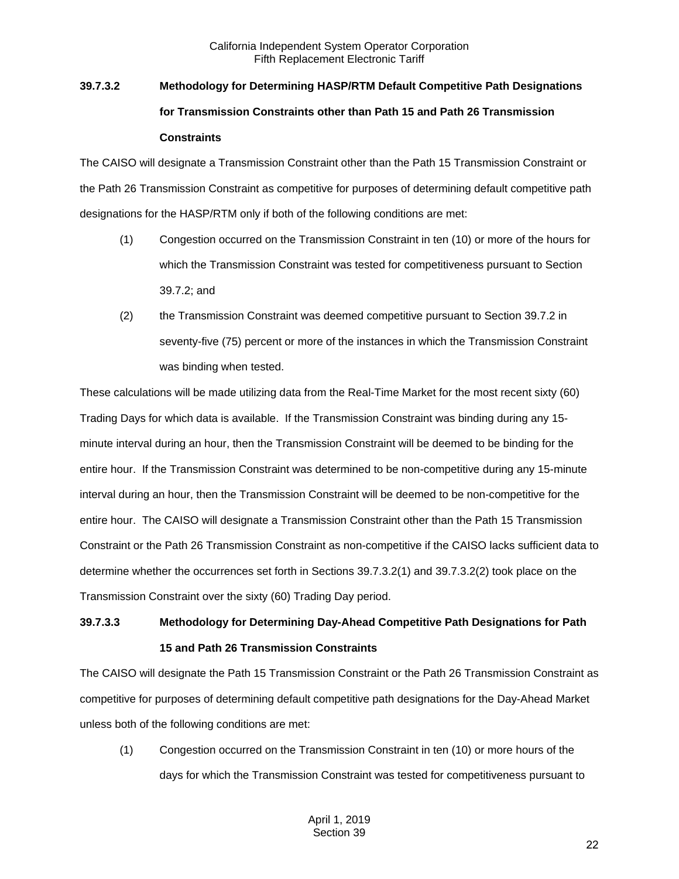**39.7.3.2 Methodology for Determining HASP/RTM Default Competitive Path Designations for Transmission Constraints other than Path 15 and Path 26 Transmission Constraints**

The CAISO will designate a Transmission Constraint other than the Path 15 Transmission Constraint or the Path 26 Transmission Constraint as competitive for purposes of determining default competitive path designations for the HASP/RTM only if both of the following conditions are met:

(1) Congestion occurred on the Transmission Constraint in ten (10) or more of the hours for which the Transmission Constraint was tested for competitiveness pursuant to Section 39.7.2; and

(2) the Transmission Constraint was deemed competitive pursuant to Section 39.7.2 in seventy-five (75) percent or more of the instances in which the Transmission Constraint was binding when tested.

These calculations will be made utilizing data from the Real-Time Market for the most recent sixty (60) Trading Days for which data is available. If the Transmission Constraint was binding during any 15-minute interval during an hour, then the Transmission Constraint will be deemed to be binding for the entire hour. If the Transmission Constraint was determined to be non-competitive during any 15-minute interval during an hour, then the Transmission Constraint will be deemed to be non-competitive for the entire hour. The CAISO will designate a Transmission Constraint other than the Path 15 Transmission Constraint or the Path 26 Transmission Constraint as non-competitive if the CAISO lacks sufficient data to determine whether the occurrences set forth in Sections 39.7.3.2(1) and 39.7.3.2(2) took place on the Transmission Constraint over the sixty (60) Trading Day period.

**39.7.3.3 Methodology for Determining Day-Ahead Competitive Path Designations for Path 15 and Path 26 Transmission Constraints**

The CAISO will designate the Path 15 Transmission Constraint or the Path 26 Transmission Constraint as competitive for purposes of determining default competitive path designations for the Day-Ahead Market unless both of the following conditions are met:

(1) Congestion occurred on the Transmission Constraint in ten (10) or more hours of the days for which the Transmission Constraint was tested for competitiveness pursuant to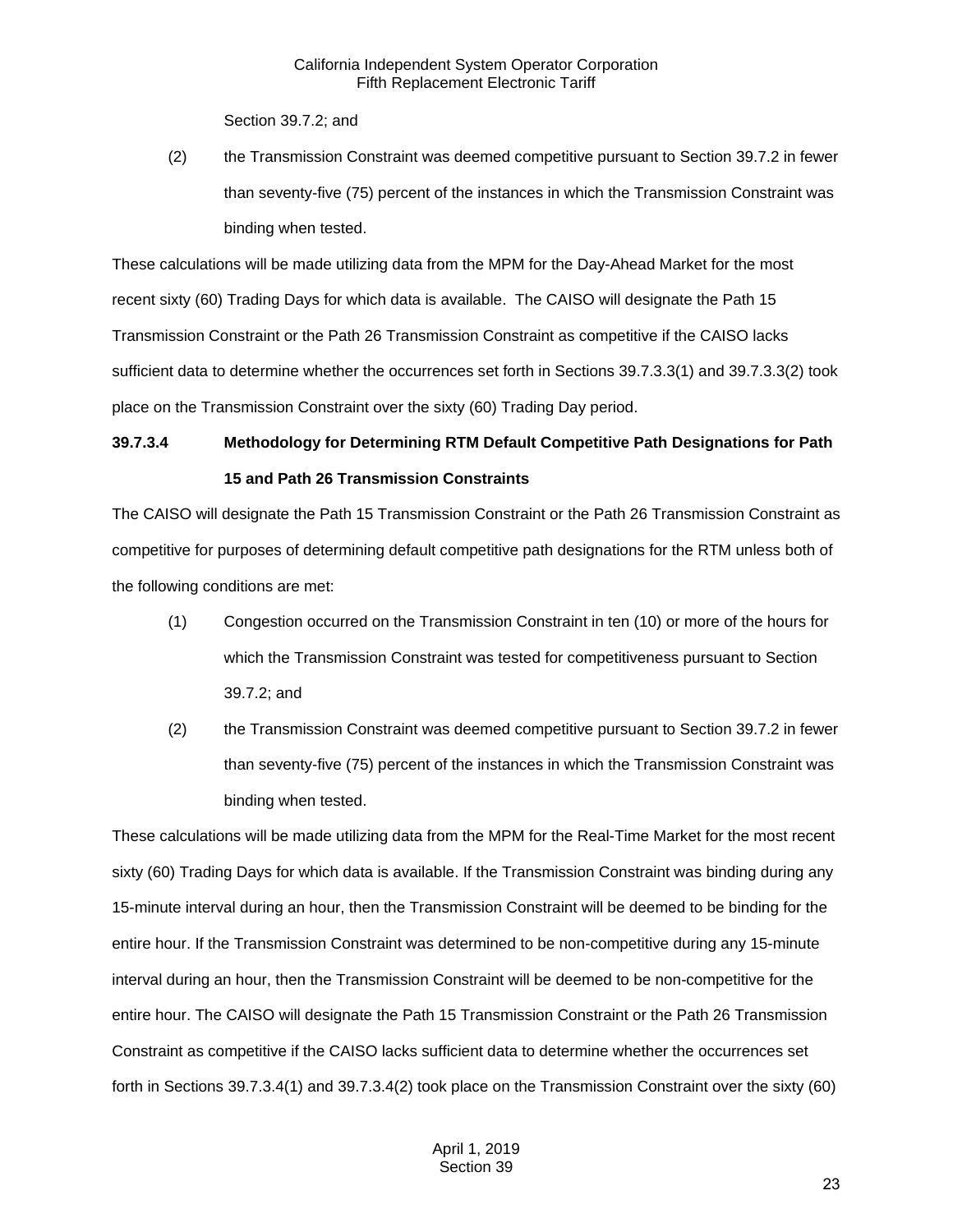Section 39.7.2; and

(2) the Transmission Constraint was deemed competitive pursuant to Section 39.7.2 in fewer than seventy-five (75) percent of the instances in which the Transmission Constraint was binding when tested.

These calculations will be made utilizing data from the MPM for the Day-Ahead Market for the most recent sixty (60) Trading Days for which data is available. The CAISO will designate the Path 15 Transmission Constraint or the Path 26 Transmission Constraint as competitive if the CAISO lacks sufficient data to determine whether the occurrences set forth in Sections 39.7.3.3(1) and 39.7.3.3(2) took place on the Transmission Constraint over the sixty (60) Trading Day period.

**39.7.3.4 Methodology for Determining RTM Default Competitive Path Designations for Path 15 and Path 26 Transmission Constraints**

The CAISO will designate the Path 15 Transmission Constraint or the Path 26 Transmission Constraint as competitive for purposes of determining default competitive path designations for the RTM unless both of the following conditions are met:

(1) Congestion occurred on the Transmission Constraint in ten (10) or more of the hours for which the Transmission Constraint was tested for competitiveness pursuant to Section 39.7.2; and

(2) the Transmission Constraint was deemed competitive pursuant to Section 39.7.2 in fewer than seventy-five (75) percent of the instances in which the Transmission Constraint was binding when tested.

These calculations will be made utilizing data from the MPM for the Real-Time Market for the most recent sixty (60) Trading Days for which data is available. If the Transmission Constraint was binding during any 15-minute interval during an hour, then the Transmission Constraint will be deemed to be binding for the entire hour. If the Transmission Constraint was determined to be non-competitive during any 15-minute interval during an hour, then the Transmission Constraint will be deemed to be non-competitive for the entire hour. The CAISO will designate the Path 15 Transmission Constraint or the Path 26 Transmission Constraint as competitive if the CAISO lacks sufficient data to determine whether the occurrences set forth in Sections 39.7.3.4(1) and 39.7.3.4(2) took place on the Transmission Constraint over the sixty (60)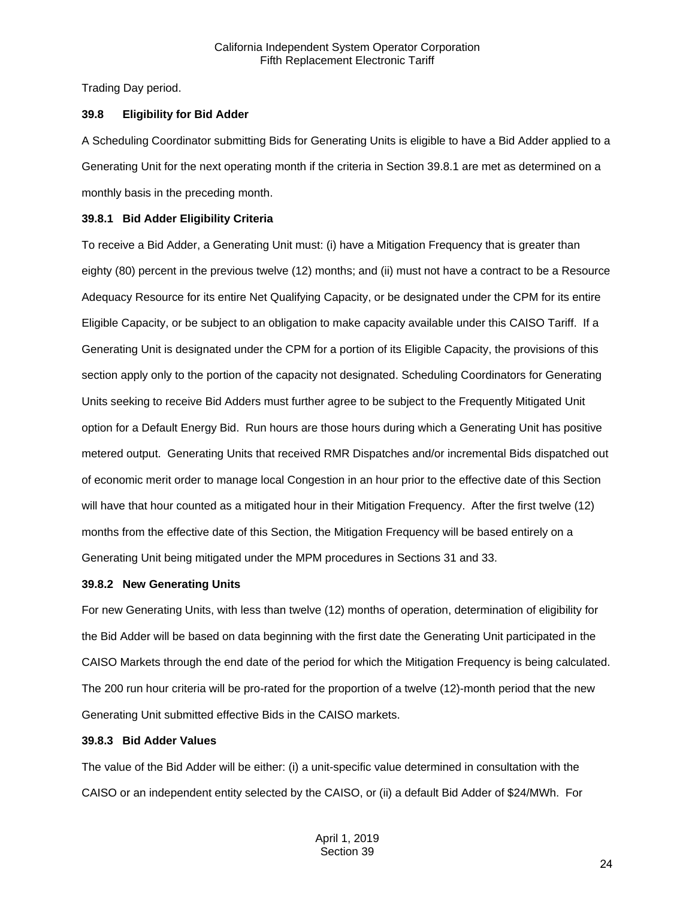Trading Day period.

### 39.8 Eligibility for Bid Adder

A Scheduling Coordinator submitting Bids for Generating Units is eligible to have a Bid Adder applied to a Generating Unit for the next operating month if the criteria in Section 39.8.1 are met as determined on a monthly basis in the preceding month.

#### 39.8.1 Bid Adder Eligibility Criteria

To receive a Bid Adder, a Generating Unit must: (i) have a Mitigation Frequency that is greater than eighty (80) percent in the previous twelve (12) months; and (ii) must not have a contract to be a Resource Adequacy Resource for its entire Net Qualifying Capacity, or be designated under the CPM for its entire Eligible Capacity, or be subject to an obligation to make capacity available under this CAISO Tariff. If a Generating Unit is designated under the CPM for a portion of its Eligible Capacity, the provisions of this section apply only to the portion of the capacity not designated. Scheduling Coordinators for Generating Units seeking to receive Bid Adders must further agree to be subject to the Frequently Mitigated Unit option for a Default Energy Bid. Run hours are those hours during which a Generating Unit has positive metered output. Generating Units that received RMR Dispatches and/or incremental Bids dispatched out of economic merit order to manage local Congestion in an hour prior to the effective date of this Section will have that hour counted as a mitigated hour in their Mitigation Frequency. After the first twelve (12) months from the effective date of this Section, the Mitigation Frequency will be based entirely on a Generating Unit being mitigated under the MPM procedures in Sections 31 and 33.

#### 39.8.2 New Generating Units

For new Generating Units, with less than twelve (12) months of operation, determination of eligibility for the Bid Adder will be based on data beginning with the first date the Generating Unit participated in the CAISO Markets through the end date of the period for which the Mitigation Frequency is being calculated. The 200 run hour criteria will be pro-rated for the proportion of a twelve (12)-month period that the new Generating Unit submitted effective Bids in the CAISO markets.

#### 39.8.3 Bid Adder Values

The value of the Bid Adder will be either: (i) a unit-specific value determined in consultation with the CAISO or an independent entity selected by the CAISO, or (ii) a default Bid Adder of $24/MWh. For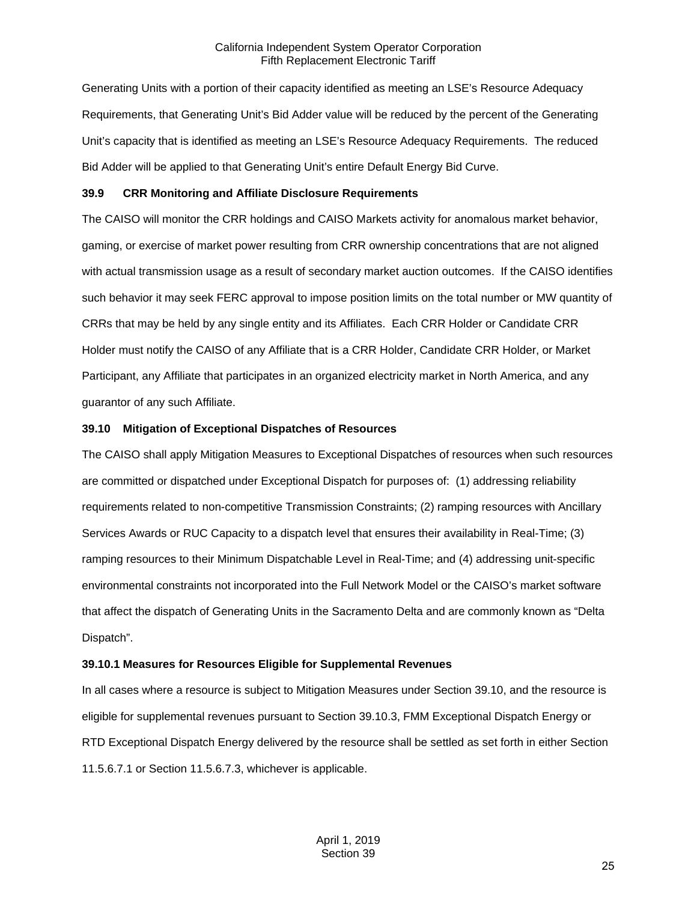Generating Units with a portion of their capacity identified as meeting an LSE's Resource Adequacy Requirements, that Generating Unit's Bid Adder value will be reduced by the percent of the Generating Unit's capacity that is identified as meeting an LSE's Resource Adequacy Requirements. The reduced Bid Adder will be applied to that Generating Unit's entire Default Energy Bid Curve.

### 39.9 CRR Monitoring and Affiliate Disclosure Requirements

The CAISO will monitor the CRR holdings and CAISO Markets activity for anomalous market behavior, gaming, or exercise of market power resulting from CRR ownership concentrations that are not aligned with actual transmission usage as a result of secondary market auction outcomes. If the CAISO identifies such behavior it may seek FERC approval to impose position limits on the total number or MW quantity of CRRs that may be held by any single entity and its Affiliates. Each CRR Holder or Candidate CRR Holder must notify the CAISO of any Affiliate that is a CRR Holder, Candidate CRR Holder, or Market Participant, any Affiliate that participates in an organized electricity market in North America, and any guarantor of any such Affiliate.

### 39.10 Mitigation of Exceptional Dispatches of Resources

The CAISO shall apply Mitigation Measures to Exceptional Dispatches of resources when such resources are committed or dispatched under Exceptional Dispatch for purposes of: (1) addressing reliability requirements related to non-competitive Transmission Constraints; (2) ramping resources with Ancillary Services Awards or RUC Capacity to a dispatch level that ensures their availability in Real-Time; (3) ramping resources to their Minimum Dispatchable Level in Real-Time; and (4) addressing unit-specific environmental constraints not incorporated into the Full Network Model or the CAISO's market software that affect the dispatch of Generating Units in the Sacramento Delta and are commonly known as "Delta Dispatch".

#### 39.10.1 Measures for Resources Eligible for Supplemental Revenues

In all cases where a resource is subject to Mitigation Measures under Section 39.10, and the resource is eligible for supplemental revenues pursuant to Section 39.10.3, FMM Exceptional Dispatch Energy or RTD Exceptional Dispatch Energy delivered by the resource shall be settled as set forth in either Section 11.5.6.7.1 or Section 11.5.6.7.3, whichever is applicable.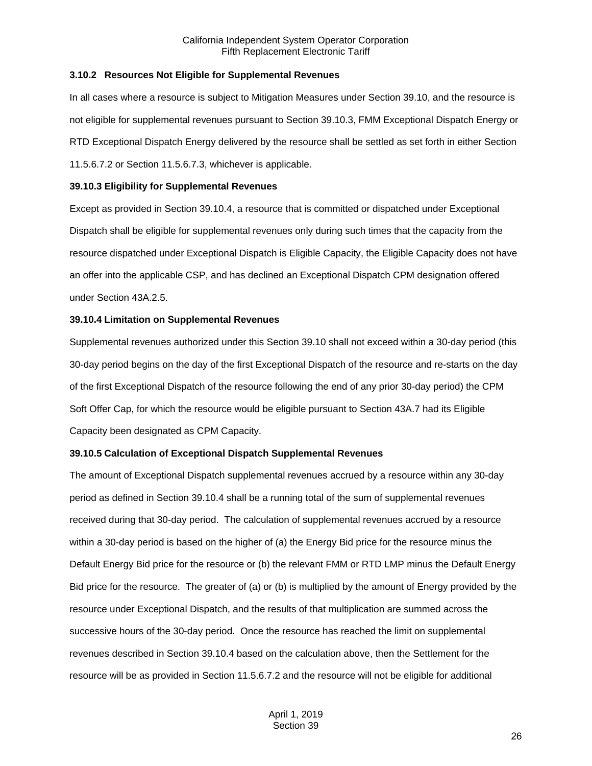### 3.10.2 Resources Not Eligible for Supplemental Revenues

In all cases where a resource is subject to Mitigation Measures under Section 39.10, and the resource is not eligible for supplemental revenues pursuant to Section 39.10.3, FMM Exceptional Dispatch Energy or RTD Exceptional Dispatch Energy delivered by the resource shall be settled as set forth in either Section 11.5.6.7.2 or Section 11.5.6.7.3, whichever is applicable.

### 39.10.3 Eligibility for Supplemental Revenues

Except as provided in Section 39.10.4, a resource that is committed or dispatched under Exceptional Dispatch shall be eligible for supplemental revenues only during such times that the capacity from the resource dispatched under Exceptional Dispatch is Eligible Capacity, the Eligible Capacity does not have an offer into the applicable CSP, and has declined an Exceptional Dispatch CPM designation offered under Section 43A.2.5.

### 39.10.4 Limitation on Supplemental Revenues

Supplemental revenues authorized under this Section 39.10 shall not exceed within a 30-day period (this 30-day period begins on the day of the first Exceptional Dispatch of the resource and re-starts on the day of the first Exceptional Dispatch of the resource following the end of any prior 30-day period) the CPM Soft Offer Cap, for which the resource would be eligible pursuant to Section 43A.7 had its Eligible Capacity been designated as CPM Capacity.

### 39.10.5 Calculation of Exceptional Dispatch Supplemental Revenues

The amount of Exceptional Dispatch supplemental revenues accrued by a resource within any 30-day period as defined in Section 39.10.4 shall be a running total of the sum of supplemental revenues received during that 30-day period. The calculation of supplemental revenues accrued by a resource within a 30-day period is based on the higher of (a) the Energy Bid price for the resource minus the Default Energy Bid price for the resource or (b) the relevant FMM or RTD LMP minus the Default Energy Bid price for the resource. The greater of (a) or (b) is multiplied by the amount of Energy provided by the resource under Exceptional Dispatch, and the results of that multiplication are summed across the successive hours of the 30-day period. Once the resource has reached the limit on supplemental revenues described in Section 39.10.4 based on the calculation above, then the Settlement for the resource will be as provided in Section 11.5.6.7.2 and the resource will not be eligible for additional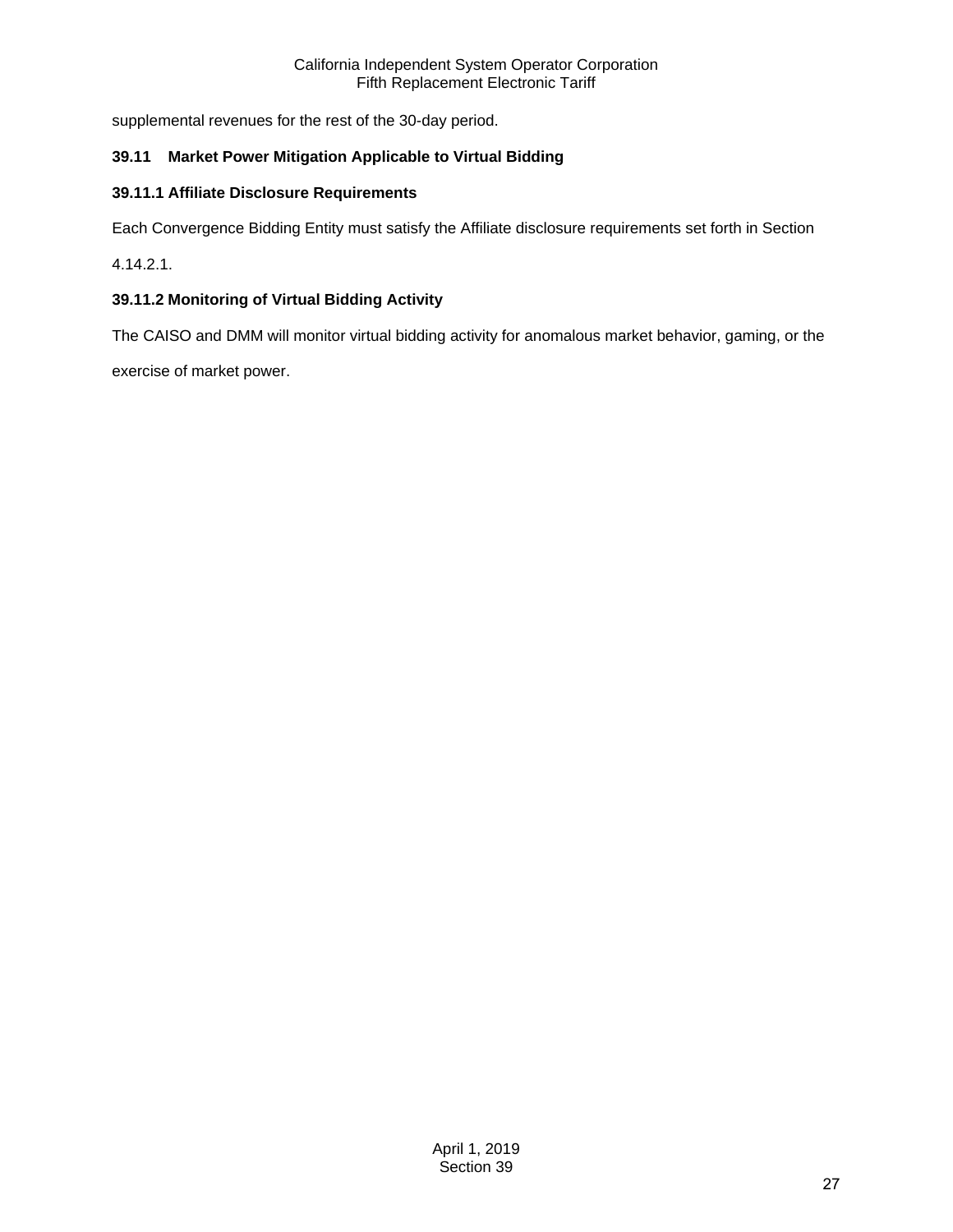supplemental revenues for the rest of the 30-day period.

### 39.11 Market Power Mitigation Applicable to Virtual Bidding

#### 39.11.1 Affiliate Disclosure Requirements

Each Convergence Bidding Entity must satisfy the Affiliate disclosure requirements set forth in Section 4.14.2.1.

#### 39.11.2 Monitoring of Virtual Bidding Activity

The CAISO and DMM will monitor virtual bidding activity for anomalous market behavior, gaming, or the exercise of market power.